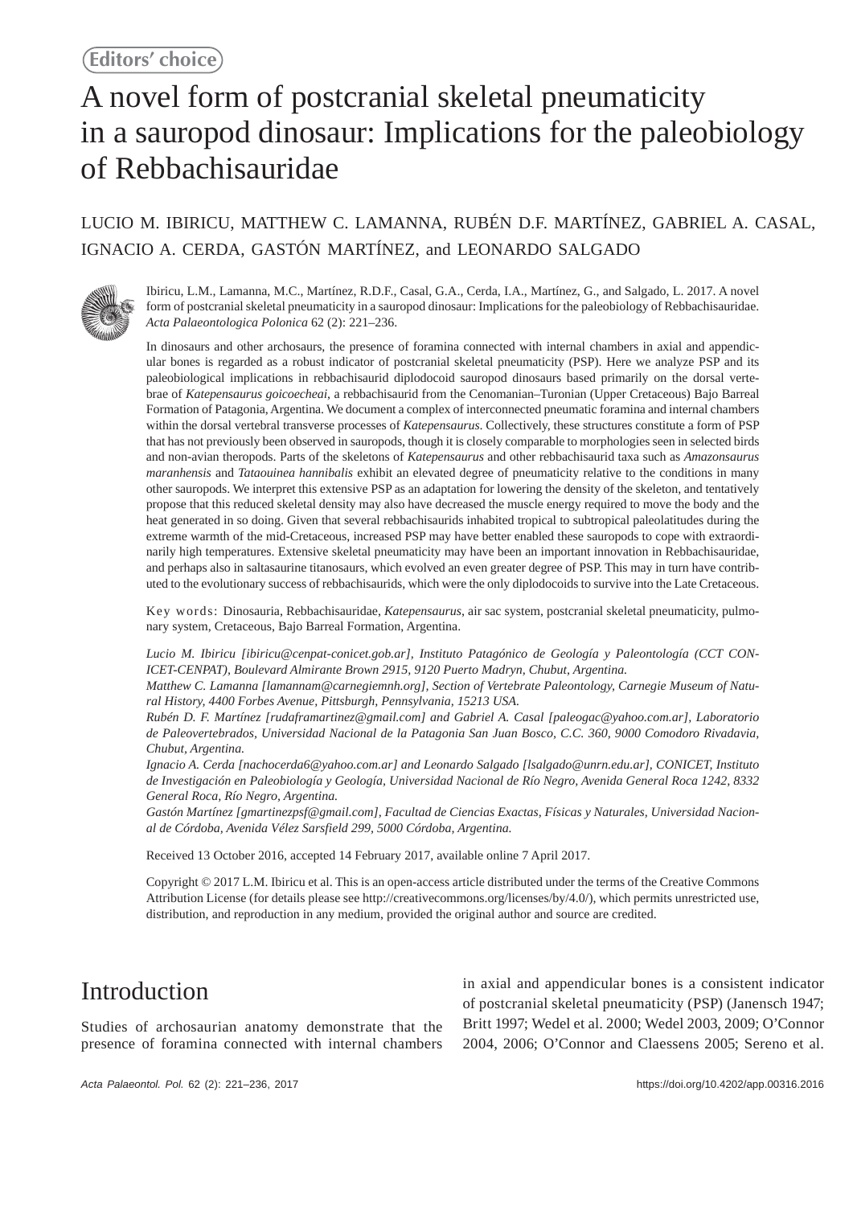Editors' choice

# A novel form of postcranial skeletal pneumaticity in a sauropod dinosaur: Implications for the paleobiology of Rebbachisauridae

LUCIO M. IBIRICU, MATTHEW C. LAMANNA, RUBÉN D.F. MARTÍNEZ, GABRIEL A. CASAL, IGNACIO A. CERDA, GASTÓN MARTÍNEZ, and LEONARDO SALGADO

Ibiricu, L.M., Lamanna, M.C., Martínez, R.D.F., Casal, G.A., Cerda, I.A., Martínez, G., and Salgado, L. 2017. A novel form of postcranial skeletal pneumaticity in a sauropod dinosaur: Implications for the paleobiology of Rebbachisauridae. *Acta Palaeontologica Polonica* 62 (2): 221–236.

In dinosaurs and other archosaurs, the presence of foramina connected with internal chambers in axial and appendicular bones is regarded as a robust indicator of postcranial skeletal pneumaticity (PSP). Here we analyze PSP and its paleobiological implications in rebbachisaurid diplodocoid sauropod dinosaurs based primarily on the dorsal vertebrae of *Katepensaurus goicoecheai*, a rebbachisaurid from the Cenomanian–Turonian (Upper Cretaceous) Bajo Barreal Formation of Patagonia, Argentina. We document a complex of interconnected pneumatic foramina and internal chambers within the dorsal vertebral transverse processes of *Katepensaurus*. Collectively, these structures constitute a form of PSP that has not previously been observed in sauropods, though it is closely comparable to morphologies seen in selected birds and non-avian theropods. Parts of the skeletons of *Katepensaurus* and other rebbachisaurid taxa such as *Amazonsaurus maranhensis* and *Tataouinea hannibalis* exhibit an elevated degree of pneumaticity relative to the conditions in many other sauropods. We interpret this extensive PSP as an adaptation for lowering the density of the skeleton, and tentatively propose that this reduced skeletal density may also have decreased the muscle energy required to move the body and the heat generated in so doing. Given that several rebbachisaurids inhabited tropical to subtropical paleolatitudes during the extreme warmth of the mid-Cretaceous, increased PSP may have better enabled these sauropods to cope with extraordinarily high temperatures. Extensive skeletal pneumaticity may have been an important innovation in Rebbachisauridae, and perhaps also in saltasaurine titanosaurs, which evolved an even greater degree of PSP. This may in turn have contributed to the evolutionary success of rebbachisaurids, which were the only diplodocoids to survive into the Late Cretaceous.

Key words: Dinosauria, Rebbachisauridae, *Katepensaurus*, air sac system, postcranial skeletal pneumaticity, pulmonary system, Cretaceous, Bajo Barreal Formation, Argentina.

*Lucio M. Ibiricu [ibiricu@cenpat-conicet.gob.ar], Instituto Patagónico de Geología y Paleontología (CCT CONICET-CENPAT), Boulevard Almirante Brown 2915, 9120 Puerto Madryn, Chubut, Argentina.*
*Matthew C. Lamanna [lamannam@carnegiemnh.org], Section of Vertebrate Paleontology, Carnegie Museum of Natural History, 4400 Forbes Avenue, Pittsburgh, Pennsylvania, 15213 USA.*
*Rubén D. F. Martínez [rudaframartinez@gmail.com] and Gabriel A. Casal [paleogac@yahoo.com.ar], Laboratorio de Paleovertebrados, Universidad Nacional de la Patagonia San Juan Bosco, C.C. 360, 9000 Comodoro Rivadavia, Chubut, Argentina.*
*Ignacio A. Cerda [nachocerda6@yahoo.com.ar] and Leonardo Salgado [lsalgado@unrn.edu.ar], CONICET, Instituto de Investigación en Paleobiología y Geología, Universidad Nacional de Río Negro, Avenida General Roca 1242, 8332 General Roca, Río Negro, Argentina.*
*Gastón Martínez [gmartinezpsf@gmail.com], Facultad de Ciencias Exactas, Físicas y Naturales, Universidad Nacional de Córdoba, Avenida Vélez Sarsfield 299, 5000 Córdoba, Argentina.*

Received 13 October 2016, accepted 14 February 2017, available online 7 April 2017.

Copyright © 2017 L.M. Ibiricu et al. This is an open-access article distributed under the terms of the Creative Commons Attribution License (for details please see http://creativecommons.org/licenses/by/4.0/), which permits unrestricted use, distribution, and reproduction in any medium, provided the original author and source are credited.

## Introduction

Studies of archosaurian anatomy demonstrate that the presence of foramina connected with internal chambers in axial and appendicular bones is a consistent indicator of postcranial skeletal pneumaticity (PSP) (Janensch 1947; Britt 1997; Wedel et al. 2000; Wedel 2003, 2009; O'Connor 2004, 2006; O'Connor and Claessens 2005; Sereno et al.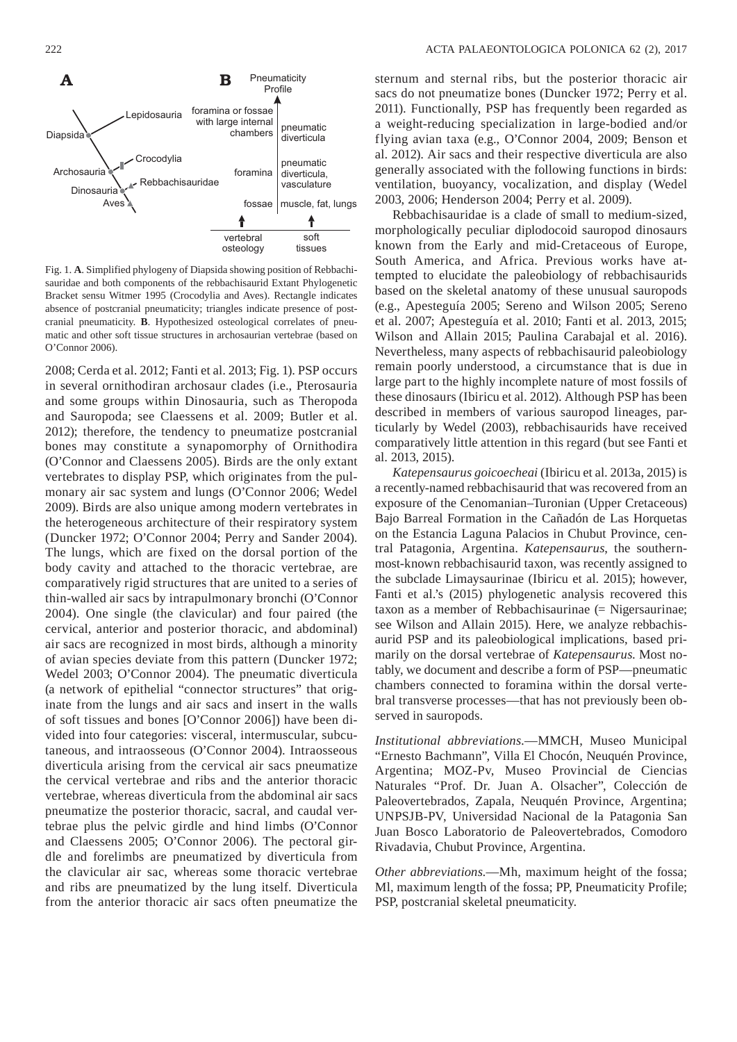A

Lepidosauria
Diapsida
Crocodylia
Archosauria
Rebbachisauridae
Dinosauria
Aves

B

Pneumaticity Profile

foramina or fossae with large internal chambers | pneumatic diverticula

foramina | pneumatic diverticula, vasculature

fossae | muscle, fat, lungs

vertebral osteology

soft tissues

Fig. 1. **A**. Simplified phylogeny of Diapsida showing position of Rebbachisauridae and both components of the rebbachisaurid Extant Phylogenetic Bracket sensu Witmer 1995 (Crocodylia and Aves). Rectangle indicates absence of postcranial pneumaticity; triangles indicate presence of postcranial pneumaticity. **B**. Hypothesized osteological correlates of pneumatic and other soft tissue structures in archosaurian vertebrae (based on O'Connor 2006).

2008; Cerda et al. 2012; Fanti et al. 2013; Fig. 1). PSP occurs in several ornithodiran archosaur clades (i.e., Pterosauria and some groups within Dinosauria, such as Theropoda and Sauropoda; see Claessens et al. 2009; Butler et al. 2012); therefore, the tendency to pneumatize postcranial bones may constitute a synapomorphy of Ornithodira (O'Connor and Claessens 2005). Birds are the only extant vertebrates to display PSP, which originates from the pulmonary air sac system and lungs (O'Connor 2006; Wedel 2009). Birds are also unique among modern vertebrates in the heterogeneous architecture of their respiratory system (Duncker 1972; O'Connor 2004; Perry and Sander 2004). The lungs, which are fixed on the dorsal portion of the body cavity and attached to the thoracic vertebrae, are comparatively rigid structures that are united to a series of thin-walled air sacs by intrapulmonary bronchi (O'Connor 2004). One single (the clavicular) and four paired (the cervical, anterior and posterior thoracic, and abdominal) air sacs are recognized in most birds, although a minority of avian species deviate from this pattern (Duncker 1972; Wedel 2003; O'Connor 2004). The pneumatic diverticula (a network of epithelial "connector structures" that originate from the lungs and air sacs and insert in the walls of soft tissues and bones [O'Connor 2006]) have been divided into four categories: visceral, intermuscular, subcutaneous, and intraosseous (O'Connor 2004). Intraosseous diverticula arising from the cervical air sacs pneumatize the cervical vertebrae and ribs and the anterior thoracic vertebrae, whereas diverticula from the abdominal air sacs pneumatize the posterior thoracic, sacral, and caudal vertebrae plus the pelvic girdle and hind limbs (O'Connor and Claessens 2005; O'Connor 2006). The pectoral girdle and forelimbs are pneumatized by diverticula from the clavicular air sac, whereas some thoracic vertebrae and ribs are pneumatized by the lung itself. Diverticula from the anterior thoracic air sacs often pneumatize the sternum and sternal ribs, but the posterior thoracic air sacs do not pneumatize bones (Duncker 1972; Perry et al. 2011). Functionally, PSP has frequently been regarded as a weight-reducing specialization in large-bodied and/or flying avian taxa (e.g., O'Connor 2004, 2009; Benson et al. 2012). Air sacs and their respective diverticula are also generally associated with the following functions in birds: ventilation, buoyancy, vocalization, and display (Wedel 2003, 2006; Henderson 2004; Perry et al. 2009).

Rebbachisauridae is a clade of small to medium-sized, morphologically peculiar diplodocoid sauropod dinosaurs known from the Early and mid-Cretaceous of Europe, South America, and Africa. Previous works have attempted to elucidate the paleobiology of rebbachisaurids based on the skeletal anatomy of these unusual sauropods (e.g., Apesteguía 2005; Sereno and Wilson 2005; Sereno et al. 2007; Apesteguía et al. 2010; Fanti et al. 2013, 2015; Wilson and Allain 2015; Paulina Carabajal et al. 2016). Nevertheless, many aspects of rebbachisaurid paleobiology remain poorly understood, a circumstance that is due in large part to the highly incomplete nature of most fossils of these dinosaurs (Ibiricu et al. 2012). Although PSP has been described in members of various sauropod lineages, particularly by Wedel (2003), rebbachisaurids have received comparatively little attention in this regard (but see Fanti et al. 2013, 2015).

*Katepensaurus goicoecheai* (Ibiricu et al. 2013a, 2015) is a recently-named rebbachisaurid that was recovered from an exposure of the Cenomanian–Turonian (Upper Cretaceous) Bajo Barreal Formation in the Cañadón de Las Horquetas on the Estancia Laguna Palacios in Chubut Province, central Patagonia, Argentina. *Katepensaurus*, the southernmost-known rebbachisaurid taxon, was recently assigned to the subclade Limaysaurinae (Ibiricu et al. 2015); however, Fanti et al.'s (2015) phylogenetic analysis recovered this taxon as a member of Rebbachisaurinae (= Nigersaurinae; see Wilson and Allain 2015). Here, we analyze rebbachisaurid PSP and its paleobiological implications, based primarily on the dorsal vertebrae of *Katepensaurus*. Most notably, we document and describe a form of PSP—pneumatic chambers connected to foramina within the dorsal vertebral transverse processes—that has not previously been observed in sauropods.

*Institutional abbreviations*.—MMCH, Museo Municipal "Ernesto Bachmann", Villa El Chocón, Neuquén Province, Argentina; MOZ-Pv, Museo Provincial de Ciencias Naturales "Prof. Dr. Juan A. Olsacher", Colección de Paleovertebrados, Zapala, Neuquén Province, Argentina; UNPSJB-PV, Universidad Nacional de la Patagonia San Juan Bosco Laboratorio de Paleovertebrados, Comodoro Rivadavia, Chubut Province, Argentina.

*Other abbreviations*.—Mh, maximum height of the fossa; Ml, maximum length of the fossa; PP, Pneumaticity Profile; PSP, postcranial skeletal pneumaticity.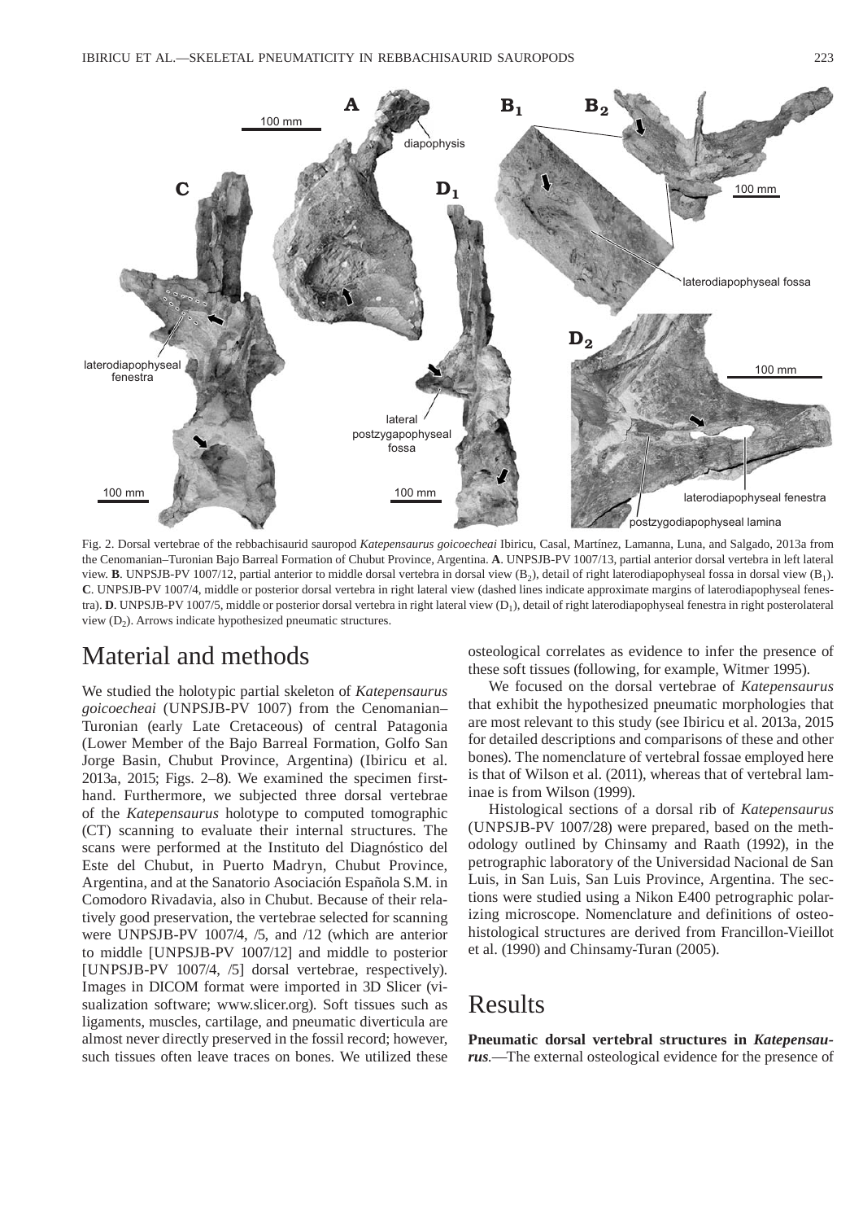A

diapophysis

100 mm

B$_1$

B$_2$

100 mm

laterodiapophyseal fossa

C

D$_1$

laterodiapophyseal fenestra

lateral postzygapophyseal fossa

100 mm

100 mm

D$_2$

100 mm

laterodiapophyseal fenestra

postzygodiapophyseal lamina

Fig. 2. Dorsal vertebrae of the rebbachisaurid sauropod *Katepensaurus goicoecheai* Ibiricu, Casal, Martínez, Lamanna, Luna, and Salgado, 2013a from the Cenomanian–Turonian Bajo Barreal Formation of Chubut Province, Argentina. **A**. UNPSJB-PV 1007/13, partial anterior dorsal vertebra in left lateral view. **B**. UNPSJB-PV 1007/12, partial anterior to middle dorsal vertebra in dorsal view (B$_2$), detail of right laterodiapophyseal fossa in dorsal view (B$_1$). **C**. UNPSJB-PV 1007/4, middle or posterior dorsal vertebra in right lateral view (dashed lines indicate approximate margins of laterodiapophyseal fenestra). **D**. UNPSJB-PV 1007/5, middle or posterior dorsal vertebra in right lateral view (D$_1$), detail of right laterodiapophyseal fenestra in right posterolateral view (D$_2$). Arrows indicate hypothesized pneumatic structures.

# Material and methods

We studied the holotypic partial skeleton of *Katepensaurus goicoecheai* (UNPSJB-PV 1007) from the Cenomanian–Turonian (early Late Cretaceous) of central Patagonia (Lower Member of the Bajo Barreal Formation, Golfo San Jorge Basin, Chubut Province, Argentina) (Ibiricu et al. 2013a, 2015; Figs. 2–8). We examined the specimen first-hand. Furthermore, we subjected three dorsal vertebrae of the *Katepensaurus* holotype to computed tomographic (CT) scanning to evaluate their internal structures. The scans were performed at the Instituto del Diagnóstico del Este del Chubut, in Puerto Madryn, Chubut Province, Argentina, and at the Sanatorio Asociación Española S.M. in Comodoro Rivadavia, also in Chubut. Because of their relatively good preservation, the vertebrae selected for scanning were UNPSJB-PV 1007/4, /5, and /12 (which are anterior to middle [UNPSJB-PV 1007/12] and middle to posterior [UNPSJB-PV 1007/4, /5] dorsal vertebrae, respectively). Images in DICOM format were imported in 3D Slicer (visualization software; www.slicer.org). Soft tissues such as ligaments, muscles, cartilage, and pneumatic diverticula are almost never directly preserved in the fossil record; however, such tissues often leave traces on bones. We utilized these osteological correlates as evidence to infer the presence of these soft tissues (following, for example, Witmer 1995).

We focused on the dorsal vertebrae of *Katepensaurus* that exhibit the hypothesized pneumatic morphologies that are most relevant to this study (see Ibiricu et al. 2013a, 2015 for detailed descriptions and comparisons of these and other bones). The nomenclature of vertebral fossae employed here is that of Wilson et al. (2011), whereas that of vertebral laminae is from Wilson (1999).

Histological sections of a dorsal rib of *Katepensaurus* (UNPSJB-PV 1007/28) were prepared, based on the methodology outlined by Chinsamy and Raath (1992), in the petrographic laboratory of the Universidad Nacional de San Luis, in San Luis, San Luis Province, Argentina. The sections were studied using a Nikon E400 petrographic polarizing microscope. Nomenclature and definitions of osteohistological structures are derived from Francillon-Vieillot et al. (1990) and Chinsamy-Turan (2005).

# Results

**Pneumatic dorsal vertebral structures in *Katepensaurus*.**—The external osteological evidence for the presence of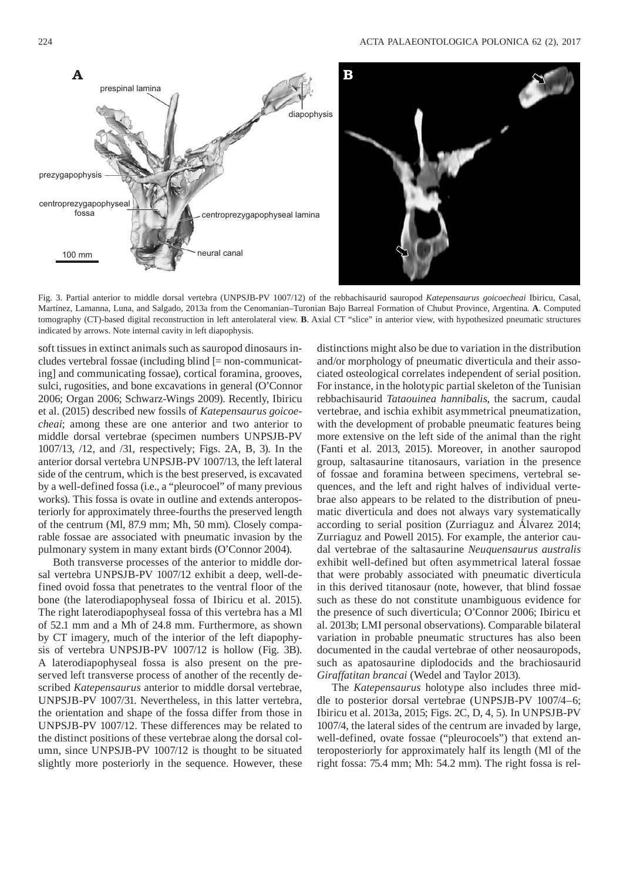A

prespinal lamina

diapophysis

prezygapophysis

centroprezygapophyseal fossa

centroprezygapophyseal lamina

neural canal

100 mm

B

Fig. 3. Partial anterior to middle dorsal vertebra (UNPSJB-PV 1007/12) of the rebbachisaurid sauropod *Katepensaurus goicoecheai* Ibiricu, Casal, Martínez, Lamanna, Luna, and Salgado, 2013a from the Cenomanian–Turonian Bajo Barreal Formation of Chubut Province, Argentina. **A**. Computed tomography (CT)-based digital reconstruction in left anterolateral view. **B**. Axial CT "slice" in anterior view, with hypothesized pneumatic structures indicated by arrows. Note internal cavity in left diapophysis.

soft tissues in extinct animals such as sauropod dinosaurs includes vertebral fossae (including blind [= non-communicating] and communicating fossae), cortical foramina, grooves, sulci, rugosities, and bone excavations in general (O'Connor 2006; Organ 2006; Schwarz-Wings 2009). Recently, Ibiricu et al. (2015) described new fossils of *Katepensaurus goicoecheai*; among these are one anterior and two anterior to middle dorsal vertebrae (specimen numbers UNPSJB-PV 1007/13, /12, and /31, respectively; Figs. 2A, B, 3). In the anterior dorsal vertebra UNPSJB-PV 1007/13, the left lateral side of the centrum, which is the best preserved, is excavated by a well-defined fossa (i.e., a "pleurocoel" of many previous works). This fossa is ovate in outline and extends anteroposteriorly for approximately three-fourths the preserved length of the centrum (Ml, 87.9 mm; Mh, 50 mm). Closely comparable fossae are associated with pneumatic invasion by the pulmonary system in many extant birds (O'Connor 2004).

Both transverse processes of the anterior to middle dorsal vertebra UNPSJB-PV 1007/12 exhibit a deep, well-defined ovoid fossa that penetrates to the ventral floor of the bone (the laterodiapophyseal fossa of Ibiricu et al. 2015). The right laterodiapophyseal fossa of this vertebra has a Ml of 52.1 mm and a Mh of 24.8 mm. Furthermore, as shown by CT imagery, much of the interior of the left diapophysis of vertebra UNPSJB-PV 1007/12 is hollow (Fig. 3B). A laterodiapophyseal fossa is also present on the preserved left transverse process of another of the recently described *Katepensaurus* anterior to middle dorsal vertebrae, UNPSJB-PV 1007/31. Nevertheless, in this latter vertebra, the orientation and shape of the fossa differ from those in UNPSJB-PV 1007/12. These differences may be related to the distinct positions of these vertebrae along the dorsal column, since UNPSJB-PV 1007/12 is thought to be situated slightly more posteriorly in the sequence. However, these distinctions might also be due to variation in the distribution and/or morphology of pneumatic diverticula and their associated osteological correlates independent of serial position. For instance, in the holotypic partial skeleton of the Tunisian rebbachisaurid *Tataouinea hannibalis*, the sacrum, caudal vertebrae, and ischia exhibit asymmetrical pneumatization, with the development of probable pneumatic features being more extensive on the left side of the animal than the right (Fanti et al. 2013, 2015). Moreover, in another sauropod group, saltasaurine titanosaurs, variation in the presence of fossae and foramina between specimens, vertebral sequences, and the left and right halves of individual vertebrae also appears to be related to the distribution of pneumatic diverticula and does not always vary systematically according to serial position (Zurriaguz and Álvarez 2014; Zurriaguz and Powell 2015). For example, the anterior caudal vertebrae of the saltasaurine *Neuquensaurus australis* exhibit well-defined but often asymmetrical lateral fossae that were probably associated with pneumatic diverticula in this derived titanosaur (note, however, that blind fossae such as these do not constitute unambiguous evidence for the presence of such diverticula; O'Connor 2006; Ibiricu et al. 2013b; LMI personal observations). Comparable bilateral variation in probable pneumatic structures has also been documented in the caudal vertebrae of other neosauropods, such as apatosaurine diplodocids and the brachiosaurid *Giraffatitan brancai* (Wedel and Taylor 2013).

The *Katepensaurus* holotype also includes three middle to posterior dorsal vertebrae (UNPSJB-PV 1007/4–6; Ibiricu et al. 2013a, 2015; Figs. 2C, D, 4, 5). In UNPSJB-PV 1007/4, the lateral sides of the centrum are invaded by large, well-defined, ovate fossae ("pleurocoels") that extend anteroposteriorly for approximately half its length (Ml of the right fossa: 75.4 mm; Mh: 54.2 mm). The right fossa is rel-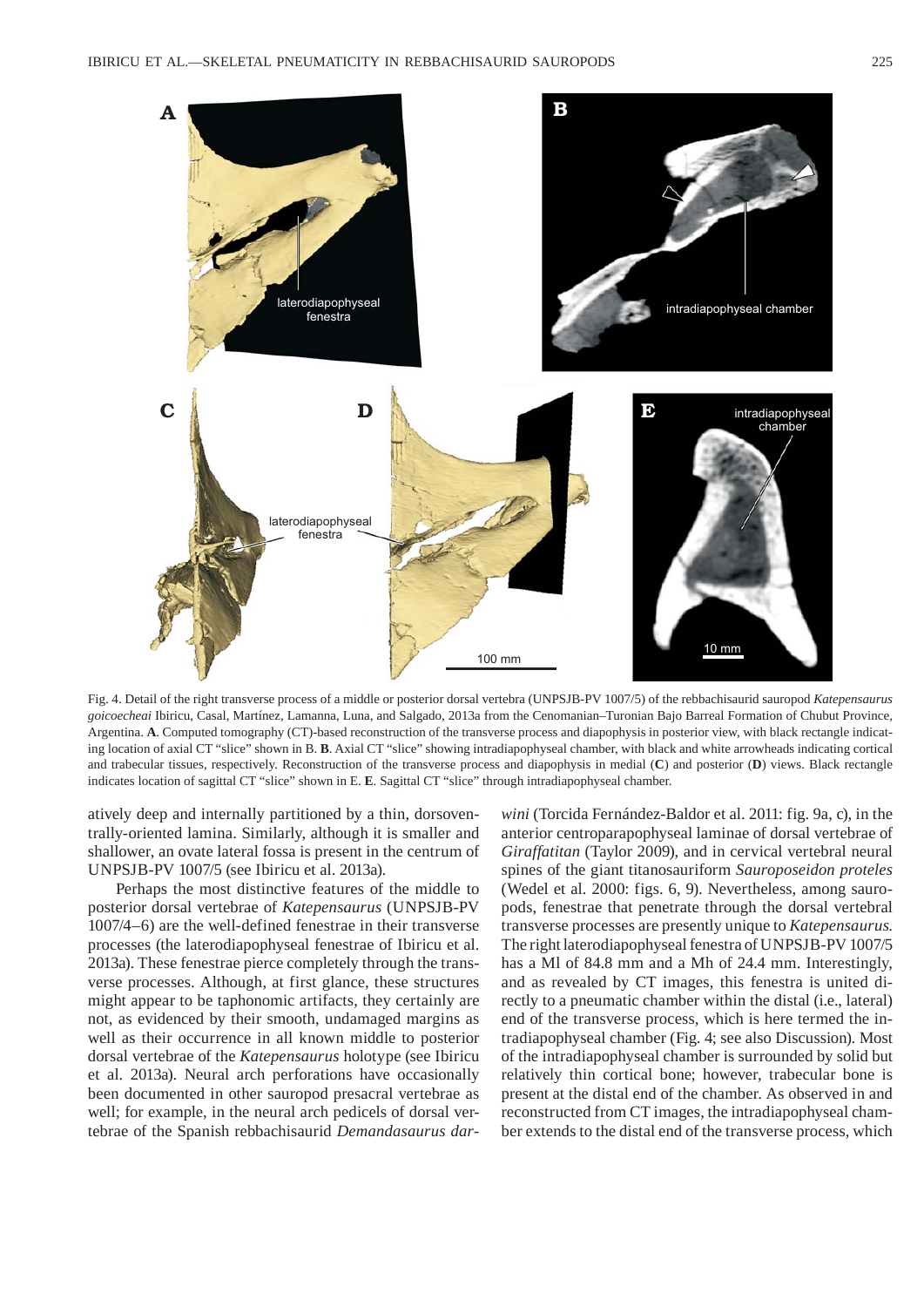Fig. 4. Detail of the right transverse process of a middle or posterior dorsal vertebra (UNPSJB-PV 1007/5) of the rebbachisaurid sauropod *Katepensaurus goicoecheai* Ibiricu, Casal, Martínez, Lamanna, Luna, and Salgado, 2013a from the Cenomanian–Turonian Bajo Barreal Formation of Chubut Province, Argentina. **A**. Computed tomography (CT)-based reconstruction of the transverse process and diapophysis in posterior view, with black rectangle indicating location of axial CT "slice" shown in B. **B**. Axial CT "slice" showing intradiapophyseal chamber, with black and white arrowheads indicating cortical and trabecular tissues, respectively. Reconstruction of the transverse process and diapophysis in medial (**C**) and posterior (**D**) views. Black rectangle indicates location of sagittal CT "slice" shown in E. **E**. Sagittal CT "slice" through intradiapophyseal chamber.

atively deep and internally partitioned by a thin, dorsoventrally-oriented lamina. Similarly, although it is smaller and shallower, an ovate lateral fossa is present in the centrum of UNPSJB-PV 1007/5 (see Ibiricu et al. 2013a).

Perhaps the most distinctive features of the middle to posterior dorsal vertebrae of *Katepensaurus* (UNPSJB-PV 1007/4–6) are the well-defined fenestrae in their transverse processes (the laterodiapophyseal fenestrae of Ibiricu et al. 2013a). These fenestrae pierce completely through the transverse processes. Although, at first glance, these structures might appear to be taphonomic artifacts, they certainly are not, as evidenced by their smooth, undamaged margins as well as their occurrence in all known middle to posterior dorsal vertebrae of the *Katepensaurus* holotype (see Ibiricu et al. 2013a). Neural arch perforations have occasionally been documented in other sauropod presacral vertebrae as well; for example, in the neural arch pedicels of dorsal vertebrae of the Spanish rebbachisaurid *Demandasaurus darwini* (Torcida Fernández-Baldor et al. 2011: fig. 9a, c), in the anterior centroparapophyseal laminae of dorsal vertebrae of *Giraffatitan* (Taylor 2009), and in cervical vertebral neural spines of the giant titanosauriform *Sauroposeidon proteles* (Wedel et al. 2000: figs. 6, 9). Nevertheless, among sauropods, fenestrae that penetrate through the dorsal vertebral transverse processes are presently unique to *Katepensaurus*. The right laterodiapophyseal fenestra of UNPSJB-PV 1007/5 has a Ml of 84.8 mm and a Mh of 24.4 mm. Interestingly, and as revealed by CT images, this fenestra is united directly to a pneumatic chamber within the distal (i.e., lateral) end of the transverse process, which is here termed the intradiapophyseal chamber (Fig. 4; see also Discussion). Most of the intradiapophyseal chamber is surrounded by solid but relatively thin cortical bone; however, trabecular bone is present at the distal end of the chamber. As observed in and reconstructed from CT images, the intradiapophyseal chamber extends to the distal end of the transverse process, which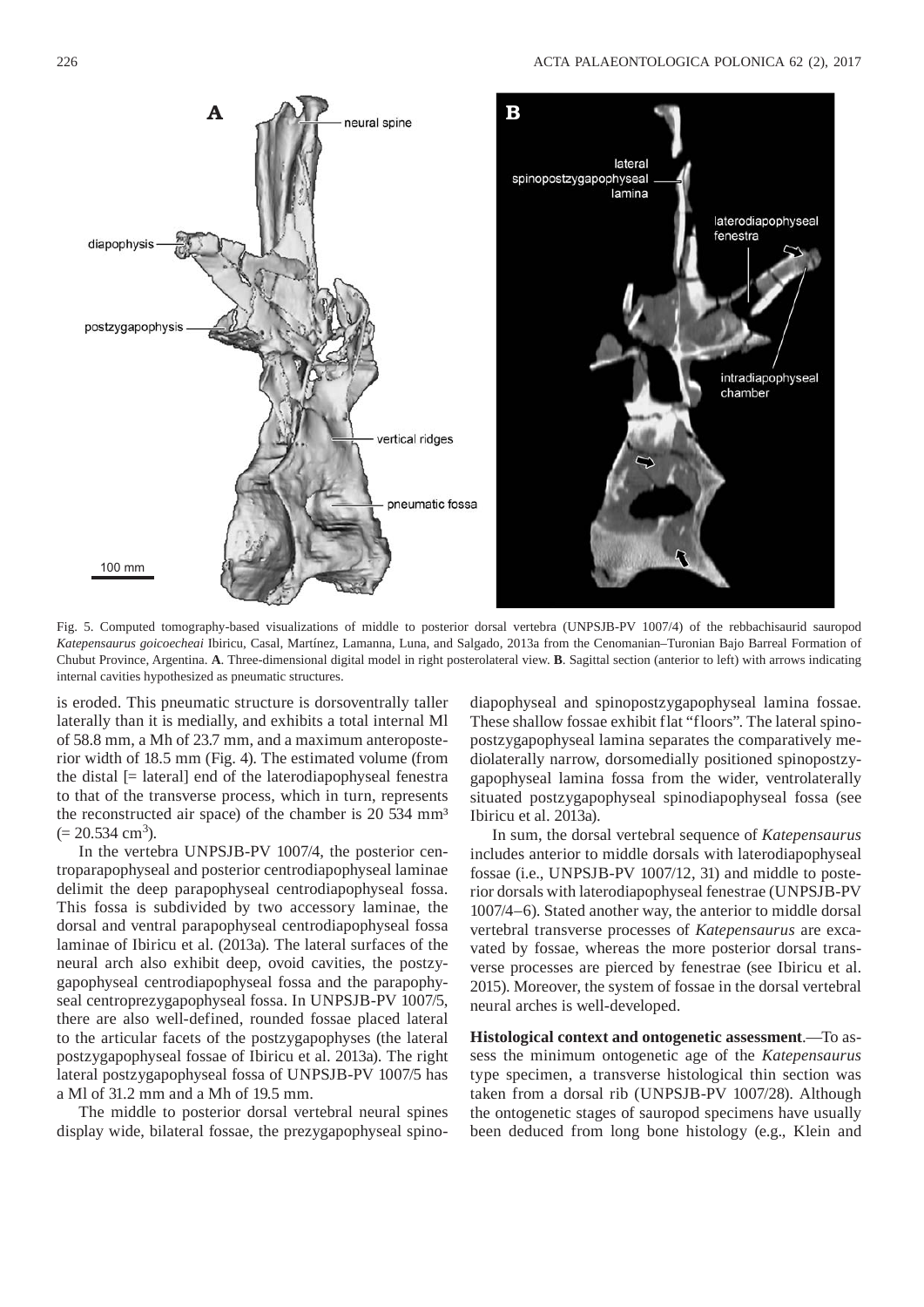A
neural spine
diapophysis
postzygapophysis
vertical ridges
pneumatic fossa
100 mm

B
lateral spinopostzygapophyseal lamina
laterodiapophyseal fenestra
intradiapophyseal chamber

Fig. 5. Computed tomography-based visualizations of middle to posterior dorsal vertebra (UNPSJB-PV 1007/4) of the rebbachisaurid sauropod *Katepensaurus goicoecheai* Ibiricu, Casal, Martínez, Lamanna, Luna, and Salgado, 2013a from the Cenomanian–Turonian Bajo Barreal Formation of Chubut Province, Argentina. **A**. Three-dimensional digital model in right posterolateral view. **B**. Sagittal section (anterior to left) with arrows indicating internal cavities hypothesized as pneumatic structures.

is eroded. This pneumatic structure is dorsoventrally taller laterally than it is medially, and exhibits a total internal Ml of 58.8 mm, a Mh of 23.7 mm, and a maximum anteroposterior width of 18.5 mm (Fig. 4). The estimated volume (from the distal [= lateral] end of the laterodiapophyseal fenestra to that of the transverse process, which in turn, represents the reconstructed air space) of the chamber is 20 534 mm³ (= 20.534 cm$^3$).

In the vertebra UNPSJB-PV 1007/4, the posterior centroparapophyseal and posterior centrodiapophyseal laminae delimit the deep parapophyseal centrodiapophyseal fossa. This fossa is subdivided by two accessory laminae, the dorsal and ventral parapophyseal centrodiapophyseal fossa laminae of Ibiricu et al. (2013a). The lateral surfaces of the neural arch also exhibit deep, ovoid cavities, the postzygapophyseal centrodiapophyseal fossa and the parapophyseal centroprezygapophyseal fossa. In UNPSJB-PV 1007/5, there are also well-defined, rounded fossae placed lateral to the articular facets of the postzygapophyses (the lateral postzygapophyseal fossae of Ibiricu et al. 2013a). The right lateral postzygapophyseal fossa of UNPSJB-PV 1007/5 has a Ml of 31.2 mm and a Mh of 19.5 mm.

The middle to posterior dorsal vertebral neural spines display wide, bilateral fossae, the prezygapophyseal spinodiapophyseal and spinopostzygapophyseal lamina fossae. These shallow fossae exhibit flat "floors". The lateral spinopostzygapophyseal lamina separates the comparatively mediolaterally narrow, dorsomedially positioned spinopostzygapophyseal lamina fossa from the wider, ventrolaterally situated postzygapophyseal spinodiapophyseal fossa (see Ibiricu et al. 2013a).

In sum, the dorsal vertebral sequence of *Katepensaurus* includes anterior to middle dorsals with laterodiapophyseal fossae (i.e., UNPSJB-PV 1007/12, 31) and middle to posterior dorsals with laterodiapophyseal fenestrae (UNPSJB-PV 1007/4–6). Stated another way, the anterior to middle dorsal vertebral transverse processes of *Katepensaurus* are excavated by fossae, whereas the more posterior dorsal transverse processes are pierced by fenestrae (see Ibiricu et al. 2015). Moreover, the system of fossae in the dorsal vertebral neural arches is well-developed.

**Histological context and ontogenetic assessment**.—To assess the minimum ontogenetic age of the *Katepensaurus* type specimen, a transverse histological thin section was taken from a dorsal rib (UNPSJB-PV 1007/28). Although the ontogenetic stages of sauropod specimens have usually been deduced from long bone histology (e.g., Klein and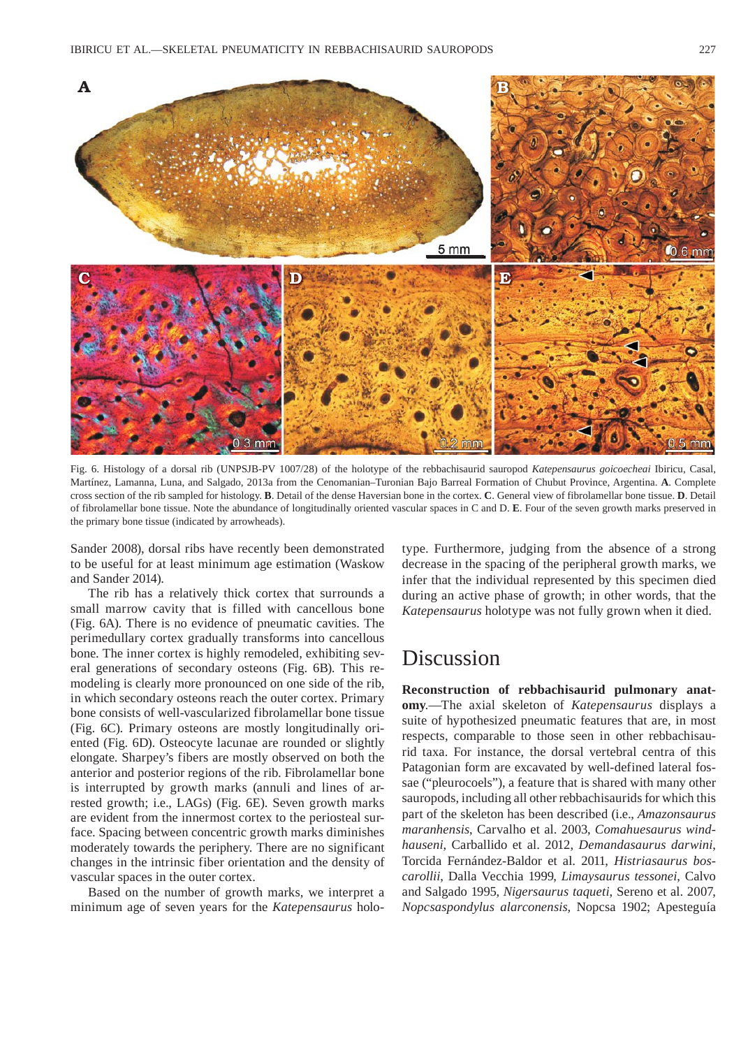Fig. 6. Histology of a dorsal rib (UNPSJB-PV 1007/28) of the holotype of the rebbachisaurid sauropod *Katepensaurus goicoecheai* Ibiricu, Casal, Martínez, Lamanna, Luna, and Salgado, 2013a from the Cenomanian–Turonian Bajo Barreal Formation of Chubut Province, Argentina. **A**. Complete cross section of the rib sampled for histology. **B**. Detail of the dense Haversian bone in the cortex. **C**. General view of fibrolamellar bone tissue. **D**. Detail of fibrolamellar bone tissue. Note the abundance of longitudinally oriented vascular spaces in C and D. **E**. Four of the seven growth marks preserved in the primary bone tissue (indicated by arrowheads).

Sander 2008), dorsal ribs have recently been demonstrated to be useful for at least minimum age estimation (Waskow and Sander 2014).

The rib has a relatively thick cortex that surrounds a small marrow cavity that is filled with cancellous bone (Fig. 6A). There is no evidence of pneumatic cavities. The perimedullary cortex gradually transforms into cancellous bone. The inner cortex is highly remodeled, exhibiting several generations of secondary osteons (Fig. 6B). This remodeling is clearly more pronounced on one side of the rib, in which secondary osteons reach the outer cortex. Primary bone consists of well-vascularized fibrolamellar bone tissue (Fig. 6C). Primary osteons are mostly longitudinally oriented (Fig. 6D). Osteocyte lacunae are rounded or slightly elongate. Sharpey's fibers are mostly observed on both the anterior and posterior regions of the rib. Fibrolamellar bone is interrupted by growth marks (annuli and lines of arrested growth; i.e., LAGs) (Fig. 6E). Seven growth marks are evident from the innermost cortex to the periosteal surface. Spacing between concentric growth marks diminishes moderately towards the periphery. There are no significant changes in the intrinsic fiber orientation and the density of vascular spaces in the outer cortex.

Based on the number of growth marks, we interpret a minimum age of seven years for the *Katepensaurus* holotype. Furthermore, judging from the absence of a strong decrease in the spacing of the peripheral growth marks, we infer that the individual represented by this specimen died during an active phase of growth; in other words, that the *Katepensaurus* holotype was not fully grown when it died.

# Discussion

**Reconstruction of rebbachisaurid pulmonary anatomy**.—The axial skeleton of *Katepensaurus* displays a suite of hypothesized pneumatic features that are, in most respects, comparable to those seen in other rebbachisaurid taxa. For instance, the dorsal vertebral centra of this Patagonian form are excavated by well-defined lateral fossae ("pleurocoels"), a feature that is shared with many other sauropods, including all other rebbachisaurids for which this part of the skeleton has been described (i.e., *Amazonsaurus maranhensis*, Carvalho et al. 2003, *Comahuesaurus windhauseni*, Carballido et al. 2012, *Demandasaurus darwini*, Torcida Fernández-Baldor et al. 2011, *Histriasaurus boscarollii*, Dalla Vecchia 1999, *Limaysaurus tessonei*, Calvo and Salgado 1995, *Nigersaurus taqueti*, Sereno et al. 2007, *Nopcsaspondylus alarconensis*, Nopcsa 1902; Apesteguía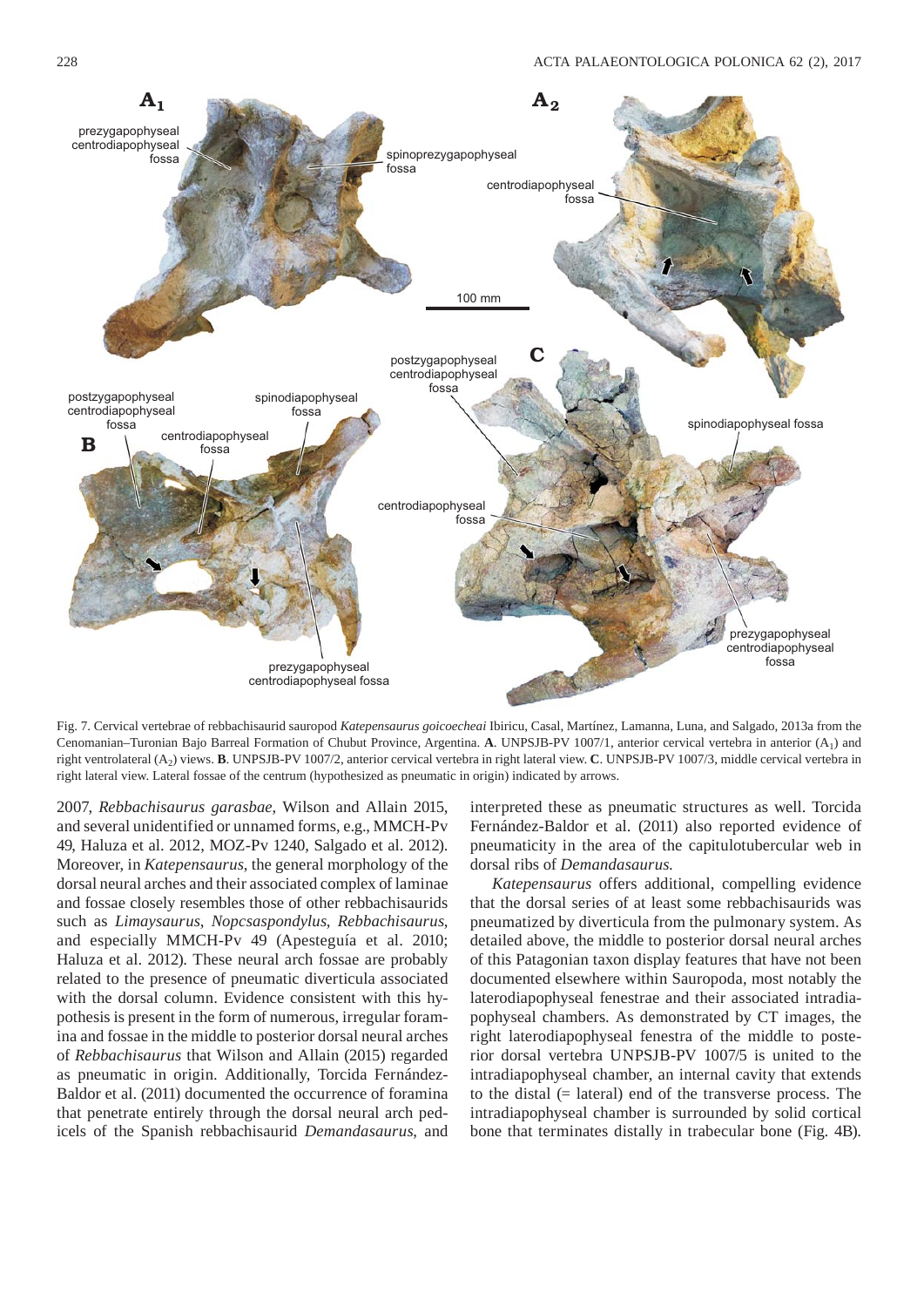A1

prezygapophyseal centrodiapophyseal fossa

spinoprezygapophyseal fossa

A2

centrodiapophyseal fossa

100 mm

B

postzygapophyseal centrodiapophyseal fossa

centrodiapophyseal fossa

spinodiapophyseal fossa

prezygapophyseal centrodiapophyseal fossa

C

postzygapophyseal centrodiapophyseal fossa

spinodiapophyseal fossa

centrodiapophyseal fossa

prezygapophyseal centrodiapophyseal fossa

Fig. 7. Cervical vertebrae of rebbachisaurid sauropod *Katepensaurus goicoecheai* Ibiricu, Casal, Martínez, Lamanna, Luna, and Salgado, 2013a from the Cenomanian–Turonian Bajo Barreal Formation of Chubut Province, Argentina. **A**. UNPSJB-PV 1007/1, anterior cervical vertebra in anterior ($A_1$) and right ventrolateral ($A_2$) views. **B**. UNPSJB-PV 1007/2, anterior cervical vertebra in right lateral view. **C**. UNPSJB-PV 1007/3, middle cervical vertebra in right lateral view. Lateral fossae of the centrum (hypothesized as pneumatic in origin) indicated by arrows.

2007, *Rebbachisaurus garasbae*, Wilson and Allain 2015, and several unidentified or unnamed forms, e.g., MMCH-Pv 49, Haluza et al. 2012, MOZ-Pv 1240, Salgado et al. 2012). Moreover, in *Katepensaurus*, the general morphology of the dorsal neural arches and their associated complex of laminae and fossae closely resembles those of other rebbachisaurids such as *Limaysaurus*, *Nopcsaspondylus*, *Rebbachisaurus*, and especially MMCH-Pv 49 (Apesteguía et al. 2010; Haluza et al. 2012). These neural arch fossae are probably related to the presence of pneumatic diverticula associated with the dorsal column. Evidence consistent with this hypothesis is present in the form of numerous, irregular foramina and fossae in the middle to posterior dorsal neural arches of *Rebbachisaurus* that Wilson and Allain (2015) regarded as pneumatic in origin. Additionally, Torcida Fernández-Baldor et al. (2011) documented the occurrence of foramina that penetrate entirely through the dorsal neural arch pedicels of the Spanish rebbachisaurid *Demandasaurus*, and interpreted these as pneumatic structures as well. Torcida Fernández-Baldor et al. (2011) also reported evidence of pneumaticity in the area of the capitulotubercular web in dorsal ribs of *Demandasaurus*.

*Katepensaurus* offers additional, compelling evidence that the dorsal series of at least some rebbachisaurids was pneumatized by diverticula from the pulmonary system. As detailed above, the middle to posterior dorsal neural arches of this Patagonian taxon display features that have not been documented elsewhere within Sauropoda, most notably the laterodiapophyseal fenestrae and their associated intradiapophyseal chambers. As demonstrated by CT images, the right laterodiapophyseal fenestra of the middle to posterior dorsal vertebra UNPSJB-PV 1007/5 is united to the intradiapophyseal chamber, an internal cavity that extends to the distal (= lateral) end of the transverse process. The intradiapophyseal chamber is surrounded by solid cortical bone that terminates distally in trabecular bone (Fig. 4B).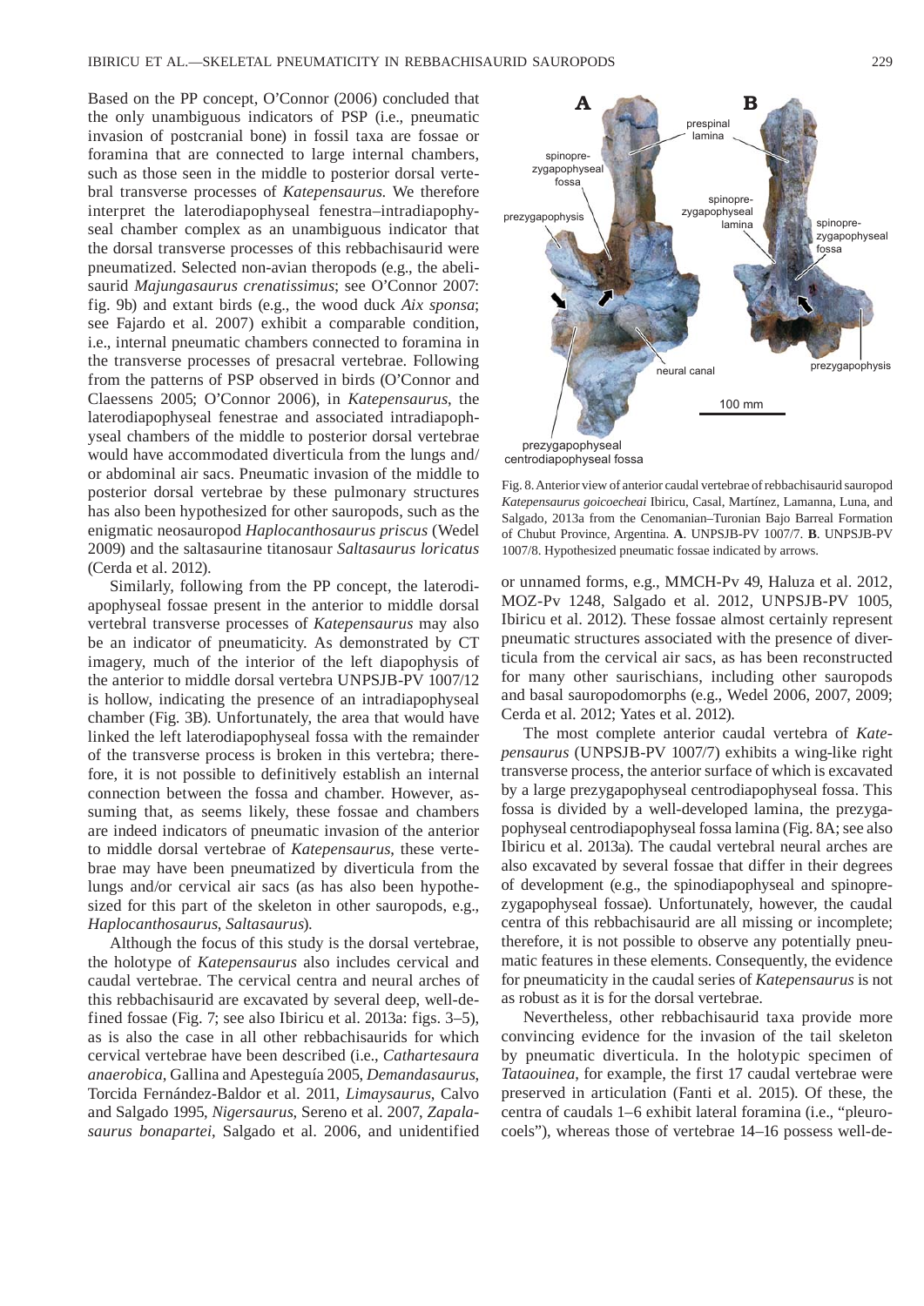Based on the PP concept, O'Connor (2006) concluded that the only unambiguous indicators of PSP (i.e., pneumatic invasion of postcranial bone) in fossil taxa are fossae or foramina that are connected to large internal chambers, such as those seen in the middle to posterior dorsal vertebral transverse processes of *Katepensaurus*. We therefore interpret the laterodiapophyseal fenestra–intradiapophyseal chamber complex as an unambiguous indicator that the dorsal transverse processes of this rebbachisaurid were pneumatized. Selected non-avian theropods (e.g., the abelisaurid *Majungasaurus crenatissimus*; see O'Connor 2007: fig. 9b) and extant birds (e.g., the wood duck *Aix sponsa*; see Fajardo et al. 2007) exhibit a comparable condition, i.e., internal pneumatic chambers connected to foramina in the transverse processes of presacral vertebrae. Following from the patterns of PSP observed in birds (O'Connor and Claessens 2005; O'Connor 2006), in *Katepensaurus*, the laterodiapophyseal fenestrae and associated intradiapophyseal chambers of the middle to posterior dorsal vertebrae would have accommodated diverticula from the lungs and/or abdominal air sacs. Pneumatic invasion of the middle to posterior dorsal vertebrae by these pulmonary structures has also been hypothesized for other sauropods, such as the enigmatic neosauropod *Haplocanthosaurus priscus* (Wedel 2009) and the saltasaurine titanosaur *Saltasaurus loricatus* (Cerda et al. 2012).

Similarly, following from the PP concept, the laterodiapophyseal fossae present in the anterior to middle dorsal vertebral transverse processes of *Katepensaurus* may also be an indicator of pneumaticity. As demonstrated by CT imagery, much of the interior of the left diapophysis of the anterior to middle dorsal vertebra UNPSJB-PV 1007/12 is hollow, indicating the presence of an intradiapophyseal chamber (Fig. 3B). Unfortunately, the area that would have linked the left laterodiapophyseal fossa with the remainder of the transverse process is broken in this vertebra; therefore, it is not possible to definitively establish an internal connection between the fossa and chamber. However, assuming that, as seems likely, these fossae and chambers are indeed indicators of pneumatic invasion of the anterior to middle dorsal vertebrae of *Katepensaurus*, these vertebrae may have been pneumatized by diverticula from the lungs and/or cervical air sacs (as has also been hypothesized for this part of the skeleton in other sauropods, e.g., *Haplocanthosaurus*, *Saltasaurus*).

Although the focus of this study is the dorsal vertebrae, the holotype of *Katepensaurus* also includes cervical and caudal vertebrae. The cervical centra and neural arches of this rebbachisaurid are excavated by several deep, well-defined fossae (Fig. 7; see also Ibiricu et al. 2013a: figs. 3–5), as is also the case in all other rebbachisaurids for which cervical vertebrae have been described (i.e., *Cathartesaura anaerobica*, Gallina and Apesteguía 2005, *Demandasaurus*, Torcida Fernández-Baldor et al. 2011, *Limaysaurus*, Calvo and Salgado 1995, *Nigersaurus*, Sereno et al. 2007, *Zapalasaurus bonapartei*, Salgado et al. 2006, and unidentified or unnamed forms, e.g., MMCH-Pv 49, Haluza et al. 2012, MOZ-Pv 1248, Salgado et al. 2012, UNPSJB-PV 1005, Ibiricu et al. 2012). These fossae almost certainly represent pneumatic structures associated with the presence of diverticula from the cervical air sacs, as has been reconstructed for many other saurischians, including other sauropods and basal sauropodomorphs (e.g., Wedel 2006, 2007, 2009; Cerda et al. 2012; Yates et al. 2012).

A
B
prespinal lamina
spinoprezygapophyseal fossa
spinoprezygapophyseal lamina
spinoprezygapophyseal fossa
prezygapophysis
prezygapophysis
neural canal
100 mm
prezygapophyseal centrodiapophyseal fossa

Fig. 8. Anterior view of anterior caudal vertebrae of rebbachisaurid sauropod *Katepensaurus goicoecheai* Ibiricu, Casal, Martínez, Lamanna, Luna, and Salgado, 2013a from the Cenomanian–Turonian Bajo Barreal Formation of Chubut Province, Argentina. **A**. UNPSJB-PV 1007/7. **B**. UNPSJB-PV 1007/8. Hypothesized pneumatic fossae indicated by arrows.

The most complete anterior caudal vertebra of *Katepensaurus* (UNPSJB-PV 1007/7) exhibits a wing-like right transverse process, the anterior surface of which is excavated by a large prezygapophyseal centrodiapophyseal fossa. This fossa is divided by a well-developed lamina, the prezygapophyseal centrodiapophyseal fossa lamina (Fig. 8A; see also Ibiricu et al. 2013a). The caudal vertebral neural arches are also excavated by several fossae that differ in their degrees of development (e.g., the spinodiapophyseal and spinoprezygapophyseal fossae). Unfortunately, however, the caudal centra of this rebbachisaurid are all missing or incomplete; therefore, it is not possible to observe any potentially pneumatic features in these elements. Consequently, the evidence for pneumaticity in the caudal series of *Katepensaurus* is not as robust as it is for the dorsal vertebrae.

Nevertheless, other rebbachisaurid taxa provide more convincing evidence for the invasion of the tail skeleton by pneumatic diverticula. In the holotypic specimen of *Tataouinea*, for example, the first 17 caudal vertebrae were preserved in articulation (Fanti et al. 2015). Of these, the centra of caudals 1–6 exhibit lateral foramina (i.e., "pleurocoels"), whereas those of vertebrae 14–16 possess well-de-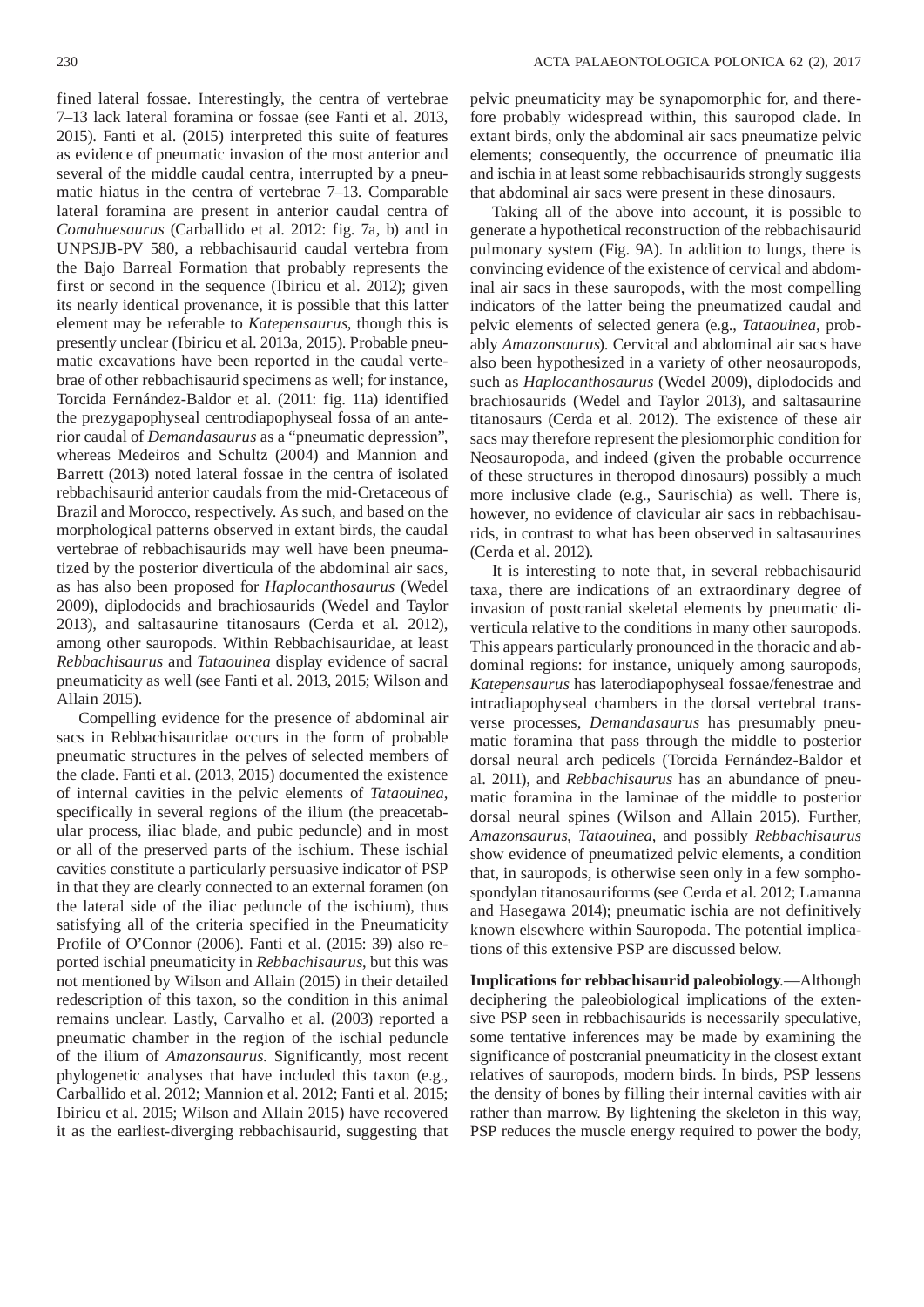fined lateral fossae. Interestingly, the centra of vertebrae 7–13 lack lateral foramina or fossae (see Fanti et al. 2013, 2015). Fanti et al. (2015) interpreted this suite of features as evidence of pneumatic invasion of the most anterior and several of the middle caudal centra, interrupted by a pneumatic hiatus in the centra of vertebrae 7–13. Comparable lateral foramina are present in anterior caudal centra of *Comahuesaurus* (Carballido et al. 2012: fig. 7a, b) and in UNPSJB-PV 580, a rebbachisaurid caudal vertebra from the Bajo Barreal Formation that probably represents the first or second in the sequence (Ibiricu et al. 2012); given its nearly identical provenance, it is possible that this latter element may be referable to *Katepensaurus*, though this is presently unclear (Ibiricu et al. 2013a, 2015). Probable pneumatic excavations have been reported in the caudal vertebrae of other rebbachisaurid specimens as well; for instance, Torcida Fernández-Baldor et al. (2011: fig. 11a) identified the prezygapophyseal centrodiapophyseal fossa of an anterior caudal of *Demandasaurus* as a "pneumatic depression", whereas Medeiros and Schultz (2004) and Mannion and Barrett (2013) noted lateral fossae in the centra of isolated rebbachisaurid anterior caudals from the mid-Cretaceous of Brazil and Morocco, respectively. As such, and based on the morphological patterns observed in extant birds, the caudal vertebrae of rebbachisaurids may well have been pneumatized by the posterior diverticula of the abdominal air sacs, as has also been proposed for *Haplocanthosaurus* (Wedel 2009), diplodocids and brachiosaurids (Wedel and Taylor 2013), and saltasaurine titanosaurs (Cerda et al. 2012), among other sauropods. Within Rebbachisauridae, at least *Rebbachisaurus* and *Tataouinea* display evidence of sacral pneumaticity as well (see Fanti et al. 2013, 2015; Wilson and Allain 2015).

Compelling evidence for the presence of abdominal air sacs in Rebbachisauridae occurs in the form of probable pneumatic structures in the pelves of selected members of the clade. Fanti et al. (2013, 2015) documented the existence of internal cavities in the pelvic elements of *Tataouinea*, specifically in several regions of the ilium (the preacetabular process, iliac blade, and pubic peduncle) and in most or all of the preserved parts of the ischium. These ischial cavities constitute a particularly persuasive indicator of PSP in that they are clearly connected to an external foramen (on the lateral side of the iliac peduncle of the ischium), thus satisfying all of the criteria specified in the Pneumaticity Profile of O'Connor (2006). Fanti et al. (2015: 39) also reported ischial pneumaticity in *Rebbachisaurus*, but this was not mentioned by Wilson and Allain (2015) in their detailed redescription of this taxon, so the condition in this animal remains unclear. Lastly, Carvalho et al. (2003) reported a pneumatic chamber in the region of the ischial peduncle of the ilium of *Amazonsaurus*. Significantly, most recent phylogenetic analyses that have included this taxon (e.g., Carballido et al. 2012; Mannion et al. 2012; Fanti et al. 2015; Ibiricu et al. 2015; Wilson and Allain 2015) have recovered it as the earliest-diverging rebbachisaurid, suggesting that pelvic pneumaticity may be synapomorphic for, and therefore probably widespread within, this sauropod clade. In extant birds, only the abdominal air sacs pneumatize pelvic elements; consequently, the occurrence of pneumatic ilia and ischia in at least some rebbachisaurids strongly suggests that abdominal air sacs were present in these dinosaurs.

Taking all of the above into account, it is possible to generate a hypothetical reconstruction of the rebbachisaurid pulmonary system (Fig. 9A). In addition to lungs, there is convincing evidence of the existence of cervical and abdominal air sacs in these sauropods, with the most compelling indicators of the latter being the pneumatized caudal and pelvic elements of selected genera (e.g., *Tataouinea*, probably *Amazonsaurus*). Cervical and abdominal air sacs have also been hypothesized in a variety of other neosauropods, such as *Haplocanthosaurus* (Wedel 2009), diplodocids and brachiosaurids (Wedel and Taylor 2013), and saltasaurine titanosaurs (Cerda et al. 2012). The existence of these air sacs may therefore represent the plesiomorphic condition for Neosauropoda, and indeed (given the probable occurrence of these structures in theropod dinosaurs) possibly a much more inclusive clade (e.g., Saurischia) as well. There is, however, no evidence of clavicular air sacs in rebbachisaurids, in contrast to what has been observed in saltasaurines (Cerda et al. 2012).

It is interesting to note that, in several rebbachisaurid taxa, there are indications of an extraordinary degree of invasion of postcranial skeletal elements by pneumatic diverticula relative to the conditions in many other sauropods. This appears particularly pronounced in the thoracic and abdominal regions: for instance, uniquely among sauropods, *Katepensaurus* has laterodiapophyseal fossae/fenestrae and intradiapophyseal chambers in the dorsal vertebral transverse processes, *Demandasaurus* has presumably pneumatic foramina that pass through the middle to posterior dorsal neural arch pedicels (Torcida Fernández-Baldor et al. 2011), and *Rebbachisaurus* has an abundance of pneumatic foramina in the laminae of the middle to posterior dorsal neural spines (Wilson and Allain 2015). Further, *Amazonsaurus*, *Tataouinea*, and possibly *Rebbachisaurus* show evidence of pneumatized pelvic elements, a condition that, in sauropods, is otherwise seen only in a few somphospondylan titanosauriforms (see Cerda et al. 2012; Lamanna and Hasegawa 2014); pneumatic ischia are not definitively known elsewhere within Sauropoda. The potential implications of this extensive PSP are discussed below.

**Implications for rebbachisaurid paleobiology**.—Although deciphering the paleobiological implications of the extensive PSP seen in rebbachisaurids is necessarily speculative, some tentative inferences may be made by examining the significance of postcranial pneumaticity in the closest extant relatives of sauropods, modern birds. In birds, PSP lessens the density of bones by filling their internal cavities with air rather than marrow. By lightening the skeleton in this way, PSP reduces the muscle energy required to power the body,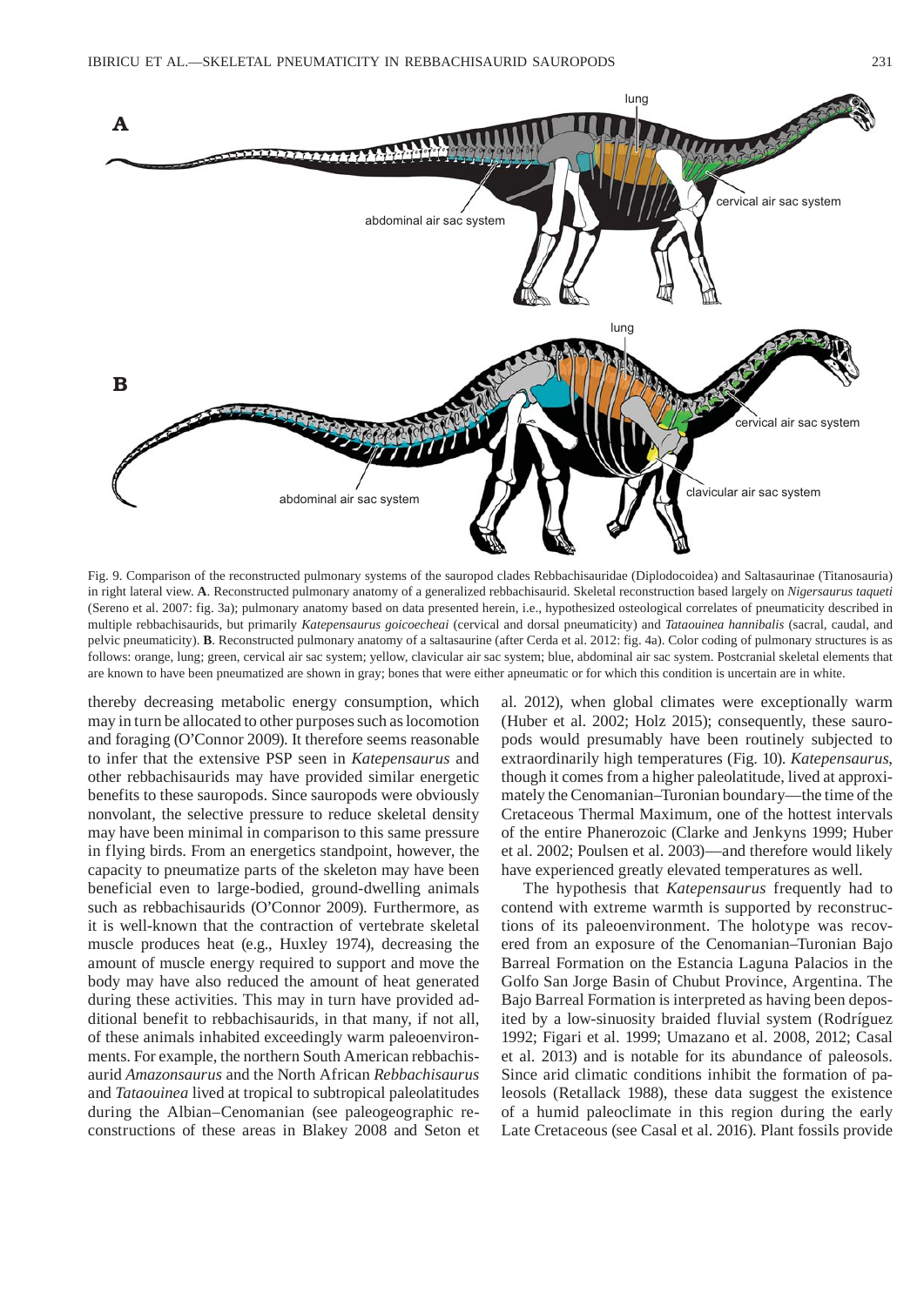A

lung

cervical air sac system

abdominal air sac system

B

lung

cervical air sac system

clavicular air sac system

abdominal air sac system

Fig. 9. Comparison of the reconstructed pulmonary systems of the sauropod clades Rebbachisauridae (Diplodocoidea) and Saltasaurinae (Titanosauria) in right lateral view. **A**. Reconstructed pulmonary anatomy of a generalized rebbachisaurid. Skeletal reconstruction based largely on *Nigersaurus taqueti* (Sereno et al. 2007: fig. 3a); pulmonary anatomy based on data presented herein, i.e., hypothesized osteological correlates of pneumaticity described in multiple rebbachisaurids, but primarily *Katepensaurus goicoecheai* (cervical and dorsal pneumaticity) and *Tataouinea hannibalis* (sacral, caudal, and pelvic pneumaticity). **B**. Reconstructed pulmonary anatomy of a saltasaurine (after Cerda et al. 2012: fig. 4a). Color coding of pulmonary structures is as follows: orange, lung; green, cervical air sac system; yellow, clavicular air sac system; blue, abdominal air sac system. Postcranial skeletal elements that are known to have been pneumatized are shown in gray; bones that were either apneumatic or for which this condition is uncertain are in white.

thereby decreasing metabolic energy consumption, which may in turn be allocated to other purposes such as locomotion and foraging (O'Connor 2009). It therefore seems reasonable to infer that the extensive PSP seen in *Katepensaurus* and other rebbachisaurids may have provided similar energetic benefits to these sauropods. Since sauropods were obviously nonvolant, the selective pressure to reduce skeletal density may have been minimal in comparison to this same pressure in flying birds. From an energetics standpoint, however, the capacity to pneumatize parts of the skeleton may have been beneficial even to large-bodied, ground-dwelling animals such as rebbachisaurids (O'Connor 2009). Furthermore, as it is well-known that the contraction of vertebrate skeletal muscle produces heat (e.g., Huxley 1974), decreasing the amount of muscle energy required to support and move the body may have also reduced the amount of heat generated during these activities. This may in turn have provided additional benefit to rebbachisaurids, in that many, if not all, of these animals inhabited exceedingly warm paleoenvironments. For example, the northern South American rebbachisaurid *Amazonsaurus* and the North African *Rebbachisaurus* and *Tataouinea* lived at tropical to subtropical paleolatitudes during the Albian–Cenomanian (see paleogeographic reconstructions of these areas in Blakey 2008 and Seton et al. 2012), when global climates were exceptionally warm (Huber et al. 2002; Holz 2015); consequently, these sauropods would presumably have been routinely subjected to extraordinarily high temperatures (Fig. 10). *Katepensaurus*, though it comes from a higher paleolatitude, lived at approximately the Cenomanian–Turonian boundary—the time of the Cretaceous Thermal Maximum, one of the hottest intervals of the entire Phanerozoic (Clarke and Jenkyns 1999; Huber et al. 2002; Poulsen et al. 2003)—and therefore would likely have experienced greatly elevated temperatures as well.

The hypothesis that *Katepensaurus* frequently had to contend with extreme warmth is supported by reconstructions of its paleoenvironment. The holotype was recovered from an exposure of the Cenomanian–Turonian Bajo Barreal Formation on the Estancia Laguna Palacios in the Golfo San Jorge Basin of Chubut Province, Argentina. The Bajo Barreal Formation is interpreted as having been deposited by a low-sinuosity braided fluvial system (Rodríguez 1992; Figari et al. 1999; Umazano et al. 2008, 2012; Casal et al. 2013) and is notable for its abundance of paleosols. Since arid climatic conditions inhibit the formation of paleosols (Retallack 1988), these data suggest the existence of a humid paleoclimate in this region during the early Late Cretaceous (see Casal et al. 2016). Plant fossils provide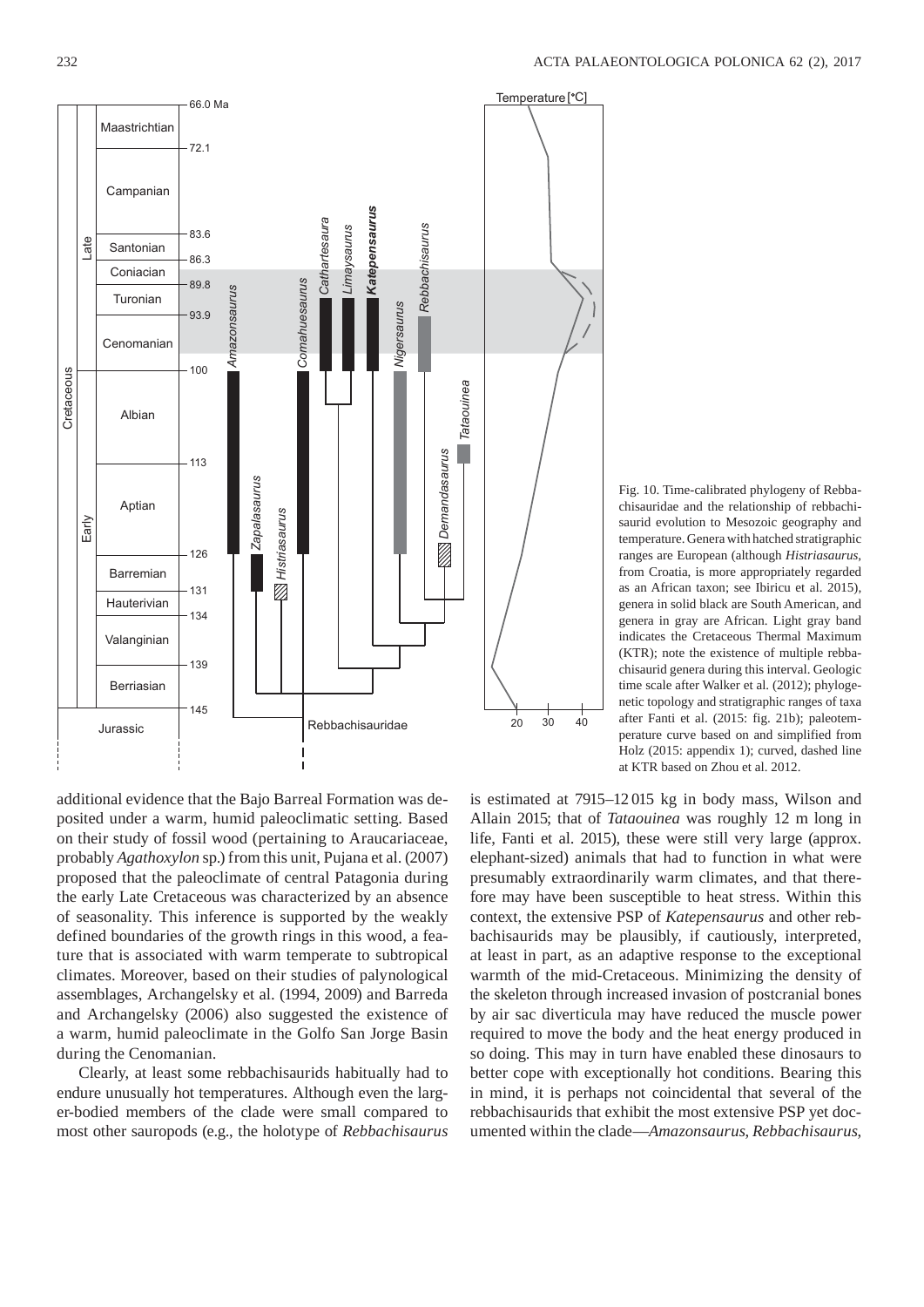66.0 Ma
Maastrichtian
72.1
Campanian
83.6
Santonian
86.3
Coniacian
89.8
Turonian
93.9
Cenomanian
100
Albian
113
Aptian
126
Barremian
131
Hauterivian
134
Valanginian
139
Berriasian
145
Jurassic
Cretaceous
Late
Early
*Amazonsaurus*
*Zapalasaurus*
*Histriasaurus*
*Comahuesaurus*
*Cathartesaura*
*Limaysaurus*
***Katepensaurus***
*Nigersaurus*
*Rebbachisaurus*
*Demandasaurus*
*Tataouinea*
Rebbachisauridae
Temperature [°C]
20
30
40

Fig. 10. Time-calibrated phylogeny of Rebbachisauridae and the relationship of rebbachisaurid evolution to Mesozoic geography and temperature. Genera with hatched stratigraphic ranges are European (although *Histriasaurus*, from Croatia, is more appropriately regarded as an African taxon; see Ibiricu et al. 2015), genera in solid black are South American, and genera in gray are African. Light gray band indicates the Cretaceous Thermal Maximum (KTR); note the existence of multiple rebbachisaurid genera during this interval. Geologic time scale after Walker et al. (2012); phylogenetic topology and stratigraphic ranges of taxa after Fanti et al. (2015: fig. 21b); paleotemperature curve based on and simplified from Holz (2015: appendix 1); curved, dashed line at KTR based on Zhou et al. 2012.

additional evidence that the Bajo Barreal Formation was deposited under a warm, humid paleoclimatic setting. Based on their study of fossil wood (pertaining to Araucariaceae, probably *Agathoxylon* sp.) from this unit, Pujana et al. (2007) proposed that the paleoclimate of central Patagonia during the early Late Cretaceous was characterized by an absence of seasonality. This inference is supported by the weakly defined boundaries of the growth rings in this wood, a feature that is associated with warm temperate to subtropical climates. Moreover, based on their studies of palynological assemblages, Archangelsky et al. (1994, 2009) and Barreda and Archangelsky (2006) also suggested the existence of a warm, humid paleoclimate in the Golfo San Jorge Basin during the Cenomanian.

Clearly, at least some rebbachisaurids habitually had to endure unusually hot temperatures. Although even the larger-bodied members of the clade were small compared to most other sauropods (e.g., the holotype of *Rebbachisaurus* is estimated at 7915–12 015 kg in body mass, Wilson and Allain 2015; that of *Tataouinea* was roughly 12 m long in life, Fanti et al. 2015), these were still very large (approx. elephant-sized) animals that had to function in what were presumably extraordinarily warm climates, and that therefore may have been susceptible to heat stress. Within this context, the extensive PSP of *Katepensaurus* and other rebbachisaurids may be plausibly, if cautiously, interpreted, at least in part, as an adaptive response to the exceptional warmth of the mid-Cretaceous. Minimizing the density of the skeleton through increased invasion of postcranial bones by air sac diverticula may have reduced the muscle power required to move the body and the heat energy produced in so doing. This may in turn have enabled these dinosaurs to better cope with exceptionally hot conditions. Bearing this in mind, it is perhaps not coincidental that several of the rebbachisaurids that exhibit the most extensive PSP yet documented within the clade—*Amazonsaurus*, *Rebbachisaurus*,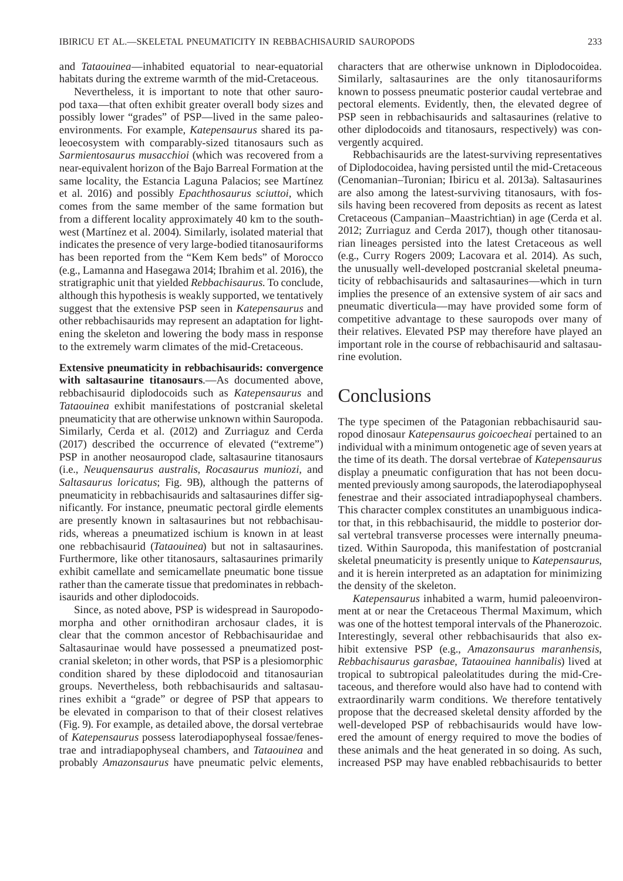and *Tataouinea*—inhabited equatorial to near-equatorial habitats during the extreme warmth of the mid-Cretaceous.

Nevertheless, it is important to note that other sauropod taxa—that often exhibit greater overall body sizes and possibly lower "grades" of PSP—lived in the same paleoenvironments. For example, *Katepensaurus* shared its paleoecosystem with comparably-sized titanosaurs such as *Sarmientosaurus musacchioi* (which was recovered from a near-equivalent horizon of the Bajo Barreal Formation at the same locality, the Estancia Laguna Palacios; see Martínez et al. 2016) and possibly *Epachthosaurus sciuttoi*, which comes from the same member of the same formation but from a different locality approximately 40 km to the southwest (Martínez et al. 2004). Similarly, isolated material that indicates the presence of very large-bodied titanosauriforms has been reported from the "Kem Kem beds" of Morocco (e.g., Lamanna and Hasegawa 2014; Ibrahim et al. 2016), the stratigraphic unit that yielded *Rebbachisaurus*. To conclude, although this hypothesis is weakly supported, we tentatively suggest that the extensive PSP seen in *Katepensaurus* and other rebbachisaurids may represent an adaptation for lightening the skeleton and lowering the body mass in response to the extremely warm climates of the mid-Cretaceous.

**Extensive pneumaticity in rebbachisaurids: convergence with saltasaurine titanosaurs**.—As documented above, rebbachisaurid diplodocoids such as *Katepensaurus* and *Tataouinea* exhibit manifestations of postcranial skeletal pneumaticity that are otherwise unknown within Sauropoda. Similarly, Cerda et al. (2012) and Zurriaguz and Cerda (2017) described the occurrence of elevated ("extreme") PSP in another neosauropod clade, saltasaurine titanosaurs (i.e., *Neuquensaurus australis*, *Rocasaurus muniozi*, and *Saltasaurus loricatus*; Fig. 9B), although the patterns of pneumaticity in rebbachisaurids and saltasaurines differ significantly. For instance, pneumatic pectoral girdle elements are presently known in saltasaurines but not rebbachisaurids, whereas a pneumatized ischium is known in at least one rebbachisaurid (*Tataouinea*) but not in saltasaurines. Furthermore, like other titanosaurs, saltasaurines primarily exhibit camellate and semicamellate pneumatic bone tissue rather than the camerate tissue that predominates in rebbachisaurids and other diplodocoids.

Since, as noted above, PSP is widespread in Sauropodomorpha and other ornithodiran archosaur clades, it is clear that the common ancestor of Rebbachisauridae and Saltasaurinae would have possessed a pneumatized postcranial skeleton; in other words, that PSP is a plesiomorphic condition shared by these diplodocoid and titanosaurian groups. Nevertheless, both rebbachisaurids and saltasaurines exhibit a "grade" or degree of PSP that appears to be elevated in comparison to that of their closest relatives (Fig. 9). For example, as detailed above, the dorsal vertebrae of *Katepensaurus* possess laterodiapophyseal fossae/fenestrae and intradiapophyseal chambers, and *Tataouinea* and probably *Amazonsaurus* have pneumatic pelvic elements, characters that are otherwise unknown in Diplodocoidea. Similarly, saltasaurines are the only titanosauriforms known to possess pneumatic posterior caudal vertebrae and pectoral elements. Evidently, then, the elevated degree of PSP seen in rebbachisaurids and saltasaurines (relative to other diplodocoids and titanosaurs, respectively) was convergently acquired.

Rebbachisaurids are the latest-surviving representatives of Diplodocoidea, having persisted until the mid-Cretaceous (Cenomanian–Turonian; Ibiricu et al. 2013a). Saltasaurines are also among the latest-surviving titanosaurs, with fossils having been recovered from deposits as recent as latest Cretaceous (Campanian–Maastrichtian) in age (Cerda et al. 2012; Zurriaguz and Cerda 2017), though other titanosaurian lineages persisted into the latest Cretaceous as well (e.g., Curry Rogers 2009; Lacovara et al. 2014). As such, the unusually well-developed postcranial skeletal pneumaticity of rebbachisaurids and saltasaurines—which in turn implies the presence of an extensive system of air sacs and pneumatic diverticula—may have provided some form of competitive advantage to these sauropods over many of their relatives. Elevated PSP may therefore have played an important role in the course of rebbachisaurid and saltasaurine evolution.

# Conclusions

The type specimen of the Patagonian rebbachisaurid sauropod dinosaur *Katepensaurus goicoecheai* pertained to an individual with a minimum ontogenetic age of seven years at the time of its death. The dorsal vertebrae of *Katepensaurus* display a pneumatic configuration that has not been documented previously among sauropods, the laterodiapophyseal fenestrae and their associated intradiapophyseal chambers. This character complex constitutes an unambiguous indicator that, in this rebbachisaurid, the middle to posterior dorsal vertebral transverse processes were internally pneumatized. Within Sauropoda, this manifestation of postcranial skeletal pneumaticity is presently unique to *Katepensaurus*, and it is herein interpreted as an adaptation for minimizing the density of the skeleton.

*Katepensaurus* inhabited a warm, humid paleoenvironment at or near the Cretaceous Thermal Maximum, which was one of the hottest temporal intervals of the Phanerozoic. Interestingly, several other rebbachisaurids that also exhibit extensive PSP (e.g., *Amazonsaurus maranhensis*, *Rebbachisaurus garasbae*, *Tataouinea hannibalis*) lived at tropical to subtropical paleolatitudes during the mid-Cretaceous, and therefore would also have had to contend with extraordinarily warm conditions. We therefore tentatively propose that the decreased skeletal density afforded by the well-developed PSP of rebbachisaurids would have lowered the amount of energy required to move the bodies of these animals and the heat generated in so doing. As such, increased PSP may have enabled rebbachisaurids to better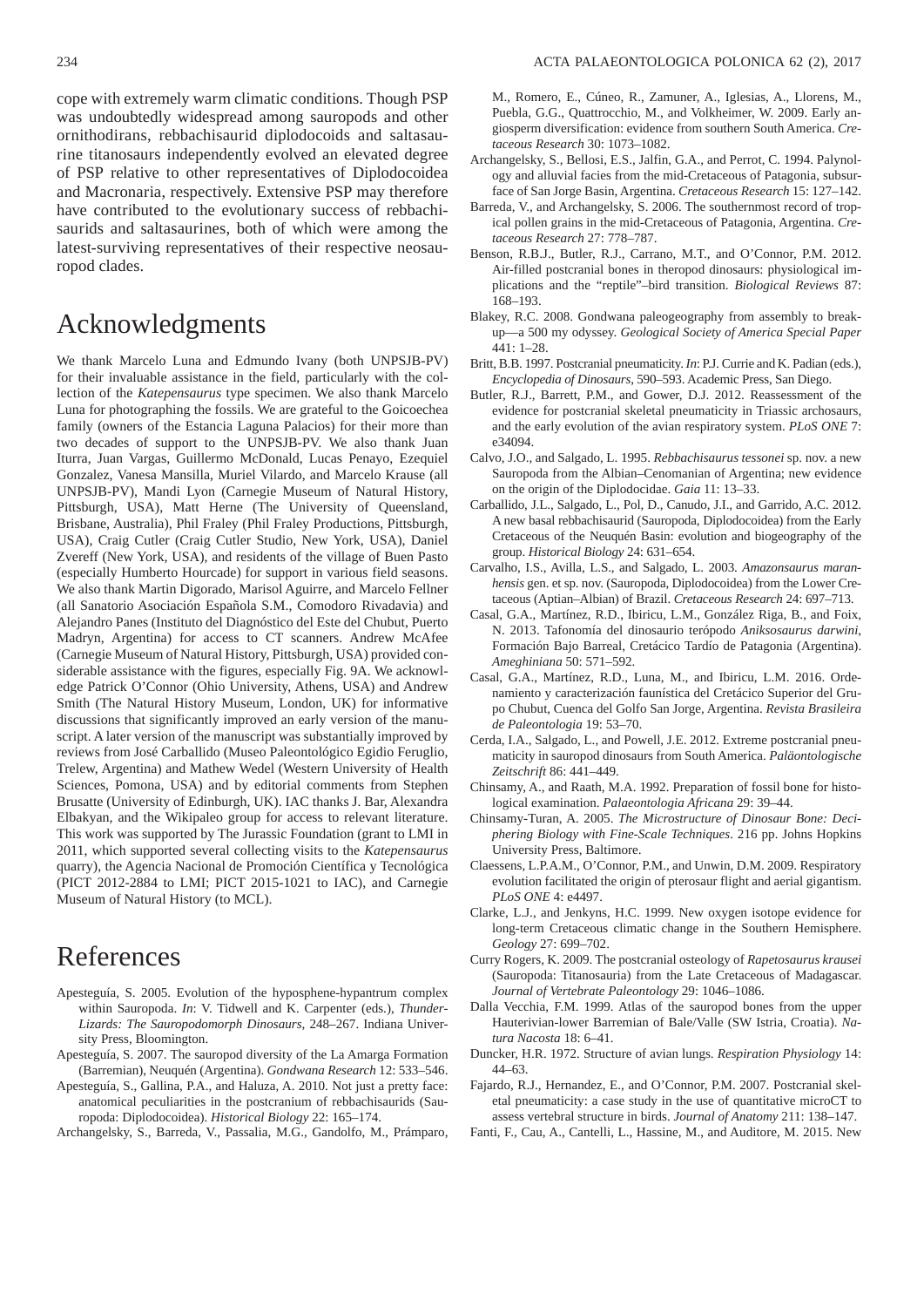cope with extremely warm climatic conditions. Though PSP was undoubtedly widespread among sauropods and other ornithodirans, rebbachisaurid diplodocoids and saltasaurine titanosaurs independently evolved an elevated degree of PSP relative to other representatives of Diplodocoidea and Macronaria, respectively. Extensive PSP may therefore have contributed to the evolutionary success of rebbachisaurids and saltasaurines, both of which were among the latest-surviving representatives of their respective neosauropod clades.

# Acknowledgments

We thank Marcelo Luna and Edmundo Ivany (both UNPSJB-PV) for their invaluable assistance in the field, particularly with the collection of the *Katepensaurus* type specimen. We also thank Marcelo Luna for photographing the fossils. We are grateful to the Goicoechea family (owners of the Estancia Laguna Palacios) for their more than two decades of support to the UNPSJB-PV. We also thank Juan Iturra, Juan Vargas, Guillermo McDonald, Lucas Penayo, Ezequiel Gonzalez, Vanesa Mansilla, Muriel Vilardo, and Marcelo Krause (all UNPSJB-PV), Mandi Lyon (Carnegie Museum of Natural History, Pittsburgh, USA), Matt Herne (The University of Queensland, Brisbane, Australia), Phil Fraley (Phil Fraley Productions, Pittsburgh, USA), Craig Cutler (Craig Cutler Studio, New York, USA), Daniel Zvereff (New York, USA), and residents of the village of Buen Pasto (especially Humberto Hourcade) for support in various field seasons. We also thank Martin Digorado, Marisol Aguirre, and Marcelo Fellner (all Sanatorio Asociación Española S.M., Comodoro Rivadavia) and Alejandro Panes (Instituto del Diagnóstico del Este del Chubut, Puerto Madryn, Argentina) for access to CT scanners. Andrew McAfee (Carnegie Museum of Natural History, Pittsburgh, USA) provided considerable assistance with the figures, especially Fig. 9A. We acknowledge Patrick O'Connor (Ohio University, Athens, USA) and Andrew Smith (The Natural History Museum, London, UK) for informative discussions that significantly improved an early version of the manuscript. A later version of the manuscript was substantially improved by reviews from José Carballido (Museo Paleontológico Egidio Feruglio, Trelew, Argentina) and Mathew Wedel (Western University of Health Sciences, Pomona, USA) and by editorial comments from Stephen Brusatte (University of Edinburgh, UK). IAC thanks J. Bar, Alexandra Elbakyan, and the Wikipaleo group for access to relevant literature. This work was supported by The Jurassic Foundation (grant to LMI in 2011, which supported several collecting visits to the *Katepensaurus* quarry), the Agencia Nacional de Promoción Científica y Tecnológica (PICT 2012-2884 to LMI; PICT 2015-1021 to IAC), and Carnegie Museum of Natural History (to MCL).

# References

Apesteguía, S. 2005. Evolution of the hyposphene-hypantrum complex within Sauropoda. *In*: V. Tidwell and K. Carpenter (eds.), *Thunder-Lizards: The Sauropodomorph Dinosaurs*, 248–267. Indiana University Press, Bloomington.

Apesteguía, S. 2007. The sauropod diversity of the La Amarga Formation (Barremian), Neuquén (Argentina). *Gondwana Research* 12: 533–546.

Apesteguía, S., Gallina, P.A., and Haluza, A. 2010. Not just a pretty face: anatomical peculiarities in the postcranium of rebbachisaurids (Sauropoda: Diplodocoidea). *Historical Biology* 22: 165–174.

Archangelsky, S., Barreda, V., Passalia, M.G., Gandolfo, M., Prámparo, M., Romero, E., Cúneo, R., Zamuner, A., Iglesias, A., Llorens, M., Puebla, G.G., Quattrocchio, M., and Volkheimer, W. 2009. Early angiosperm diversification: evidence from southern South America. *Cretaceous Research* 30: 1073–1082.

Archangelsky, S., Bellosi, E.S., Jalfin, G.A., and Perrot, C. 1994. Palynology and alluvial facies from the mid-Cretaceous of Patagonia, subsurface of San Jorge Basin, Argentina. *Cretaceous Research* 15: 127–142.

Barreda, V., and Archangelsky, S. 2006. The southernmost record of tropical pollen grains in the mid-Cretaceous of Patagonia, Argentina. *Cretaceous Research* 27: 778–787.

Benson, R.B.J., Butler, R.J., Carrano, M.T., and O'Connor, P.M. 2012. Air-filled postcranial bones in theropod dinosaurs: physiological implications and the "reptile"–bird transition. *Biological Reviews* 87: 168–193.

Blakey, R.C. 2008. Gondwana paleogeography from assembly to breakup—a 500 my odyssey. *Geological Society of America Special Paper* 441: 1–28.

Britt, B.B. 1997. Postcranial pneumaticity. *In*: P.J. Currie and K. Padian (eds.), *Encyclopedia of Dinosaurs*, 590–593. Academic Press, San Diego.

Butler, R.J., Barrett, P.M., and Gower, D.J. 2012. Reassessment of the evidence for postcranial skeletal pneumaticity in Triassic archosaurs, and the early evolution of the avian respiratory system. *PLoS ONE* 7: e34094.

Calvo, J.O., and Salgado, L. 1995. *Rebbachisaurus tessonei* sp. nov. a new Sauropoda from the Albian–Cenomanian of Argentina; new evidence on the origin of the Diplodocidae. *Gaia* 11: 13–33.

Carballido, J.L., Salgado, L., Pol, D., Canudo, J.I., and Garrido, A.C. 2012. A new basal rebbachisaurid (Sauropoda, Diplodocoidea) from the Early Cretaceous of the Neuquén Basin: evolution and biogeography of the group. *Historical Biology* 24: 631–654.

Carvalho, I.S., Avilla, L.S., and Salgado, L. 2003. *Amazonsaurus maranhensis* gen. et sp. nov. (Sauropoda, Diplodocoidea) from the Lower Cretaceous (Aptian–Albian) of Brazil. *Cretaceous Research* 24: 697–713.

Casal, G.A., Martínez, R.D., Ibiricu, L.M., González Riga, B., and Foix, N. 2013. Tafonomía del dinosaurio terópodo *Aniksosaurus darwini*, Formación Bajo Barreal, Cretácico Tardío de Patagonia (Argentina). *Ameghiniana* 50: 571–592.

Casal, G.A., Martínez, R.D., Luna, M., and Ibiricu, L.M. 2016. Ordenamiento y caracterización faunística del Cretácico Superior del Grupo Chubut, Cuenca del Golfo San Jorge, Argentina. *Revista Brasileira de Paleontologia* 19: 53–70.

Cerda, I.A., Salgado, L., and Powell, J.E. 2012. Extreme postcranial pneumaticity in sauropod dinosaurs from South America. *Paläontologische Zeitschrift* 86: 441–449.

Chinsamy, A., and Raath, M.A. 1992. Preparation of fossil bone for histological examination. *Palaeontologia Africana* 29: 39–44.

Chinsamy-Turan, A. 2005. *The Microstructure of Dinosaur Bone: Deciphering Biology with Fine-Scale Techniques*. 216 pp. Johns Hopkins University Press, Baltimore.

Claessens, L.P.A.M., O'Connor, P.M., and Unwin, D.M. 2009. Respiratory evolution facilitated the origin of pterosaur flight and aerial gigantism. *PLoS ONE* 4: e4497.

Clarke, L.J., and Jenkyns, H.C. 1999. New oxygen isotope evidence for long-term Cretaceous climatic change in the Southern Hemisphere. *Geology* 27: 699–702.

Curry Rogers, K. 2009. The postcranial osteology of *Rapetosaurus krausei* (Sauropoda: Titanosauria) from the Late Cretaceous of Madagascar. *Journal of Vertebrate Paleontology* 29: 1046–1086.

Dalla Vecchia, F.M. 1999. Atlas of the sauropod bones from the upper Hauterivian-lower Barremian of Bale/Valle (SW Istria, Croatia). *Natura Nacosta* 18: 6–41.

Duncker, H.R. 1972. Structure of avian lungs. *Respiration Physiology* 14: 44–63.

Fajardo, R.J., Hernandez, E., and O'Connor, P.M. 2007. Postcranial skeletal pneumaticity: a case study in the use of quantitative microCT to assess vertebral structure in birds. *Journal of Anatomy* 211: 138–147.

Fanti, F., Cau, A., Cantelli, L., Hassine, M., and Auditore, M. 2015. New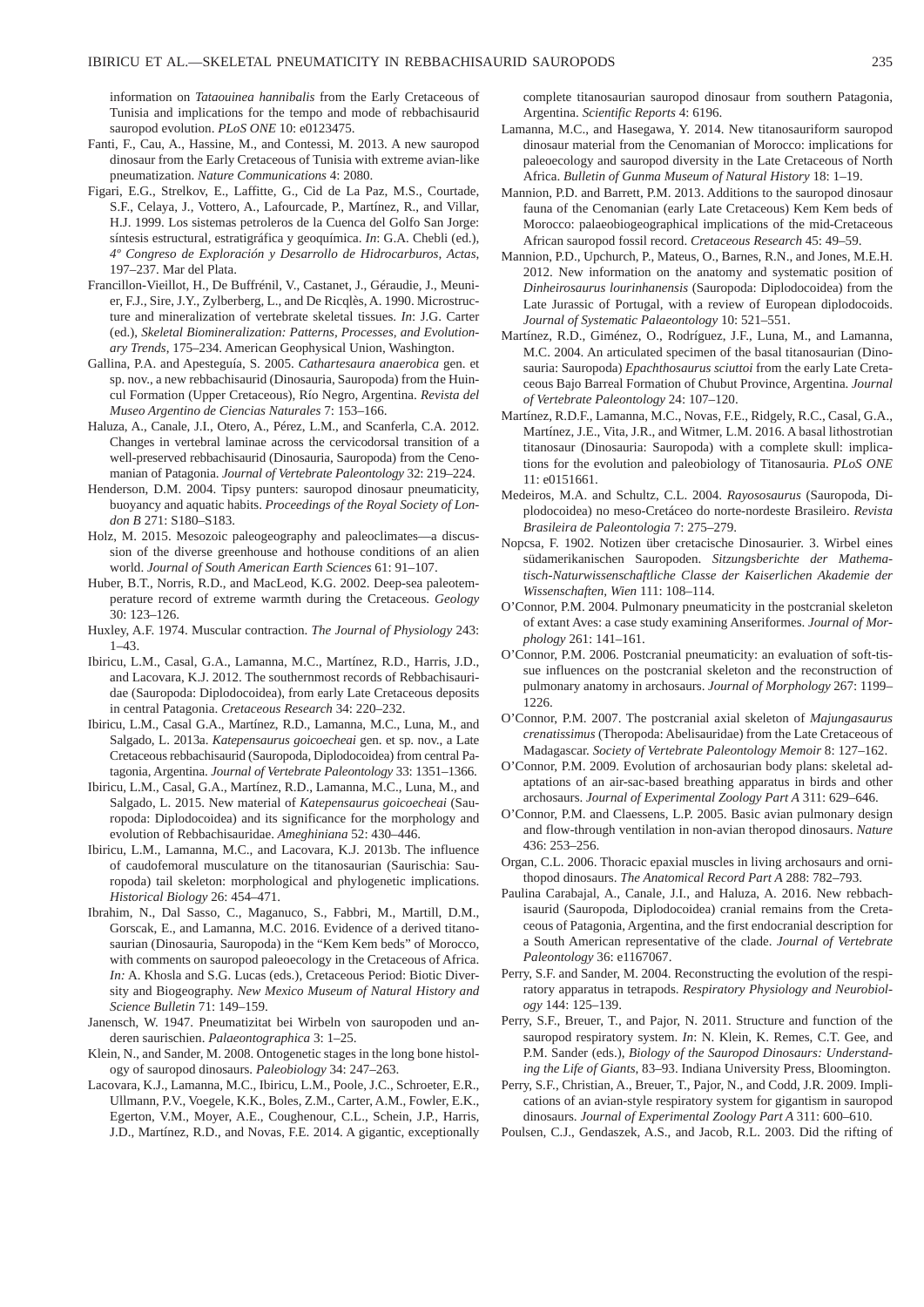information on *Tataouinea hannibalis* from the Early Cretaceous of Tunisia and implications for the tempo and mode of rebbachisaurid sauropod evolution. *PLoS ONE* 10: e0123475.

Fanti, F., Cau, A., Hassine, M., and Contessi, M. 2013. A new sauropod dinosaur from the Early Cretaceous of Tunisia with extreme avian-like pneumatization. *Nature Communications* 4: 2080.

Figari, E.G., Strelkov, E., Laffitte, G., Cid de La Paz, M.S., Courtade, S.F., Celaya, J., Vottero, A., Lafourcade, P., Martínez, R., and Villar, H.J. 1999. Los sistemas petroleros de la Cuenca del Golfo San Jorge: síntesis estructural, estratigráfica y geoquímica. *In*: G.A. Chebli (ed.), *4º Congreso de Exploración y Desarrollo de Hidrocarburos, Actas*, 197–237. Mar del Plata.

Francillon-Vieillot, H., De Buffrénil, V., Castanet, J., Géraudie, J., Meunier, F.J., Sire, J.Y., Zylberberg, L., and De Ricqlès, A. 1990. Microstructure and mineralization of vertebrate skeletal tissues. *In*: J.G. Carter (ed.), *Skeletal Biomineralization: Patterns, Processes, and Evolutionary Trends*, 175–234. American Geophysical Union, Washington.

Gallina, P.A. and Apesteguía, S. 2005. *Cathartesaura anaerobica* gen. et sp. nov., a new rebbachisaurid (Dinosauria, Sauropoda) from the Huincul Formation (Upper Cretaceous), Río Negro, Argentina. *Revista del Museo Argentino de Ciencias Naturales* 7: 153–166.

Haluza, A., Canale, J.I., Otero, A., Pérez, L.M., and Scanferla, C.A. 2012. Changes in vertebral laminae across the cervicodorsal transition of a well-preserved rebbachisaurid (Dinosauria, Sauropoda) from the Cenomanian of Patagonia. *Journal of Vertebrate Paleontology* 32: 219–224.

Henderson, D.M. 2004. Tipsy punters: sauropod dinosaur pneumaticity, buoyancy and aquatic habits. *Proceedings of the Royal Society of London B* 271: S180–S183.

Holz, M. 2015. Mesozoic paleogeography and paleoclimates—a discussion of the diverse greenhouse and hothouse conditions of an alien world. *Journal of South American Earth Sciences* 61: 91–107.

Huber, B.T., Norris, R.D., and MacLeod, K.G. 2002. Deep-sea paleotemperature record of extreme warmth during the Cretaceous. *Geology* 30: 123–126.

Huxley, A.F. 1974. Muscular contraction. *The Journal of Physiology* 243: 1–43.

Ibiricu, L.M., Casal, G.A., Lamanna, M.C., Martínez, R.D., Harris, J.D., and Lacovara, K.J. 2012. The southernmost records of Rebbachisauridae (Sauropoda: Diplodocoidea), from early Late Cretaceous deposits in central Patagonia. *Cretaceous Research* 34: 220–232.

Ibiricu, L.M., Casal G.A., Martínez, R.D., Lamanna, M.C., Luna, M., and Salgado, L. 2013a. *Katepensaurus goicoecheai* gen. et sp. nov., a Late Cretaceous rebbachisaurid (Sauropoda, Diplodocoidea) from central Patagonia, Argentina. *Journal of Vertebrate Paleontology* 33: 1351–1366.

Ibiricu, L.M., Casal, G.A., Martínez, R.D., Lamanna, M.C., Luna, M., and Salgado, L. 2015. New material of *Katepensaurus goicoecheai* (Sauropoda: Diplodocoidea) and its significance for the morphology and evolution of Rebbachisauridae. *Ameghiniana* 52: 430–446.

Ibiricu, L.M., Lamanna, M.C., and Lacovara, K.J. 2013b. The influence of caudofemoral musculature on the titanosaurian (Saurischia: Sauropoda) tail skeleton: morphological and phylogenetic implications. *Historical Biology* 26: 454–471.

Ibrahim, N., Dal Sasso, C., Maganuco, S., Fabbri, M., Martill, D.M., Gorscak, E., and Lamanna, M.C. 2016. Evidence of a derived titanosaurian (Dinosauria, Sauropoda) in the "Kem Kem beds" of Morocco, with comments on sauropod paleoecology in the Cretaceous of Africa. *In:* A. Khosla and S.G. Lucas (eds.), Cretaceous Period: Biotic Diversity and Biogeography. *New Mexico Museum of Natural History and Science Bulletin* 71: 149–159.

Janensch, W. 1947. Pneumatizitat bei Wirbeln von sauropoden und anderen saurischien. *Palaeontographica* 3: 1–25.

Klein, N., and Sander, M. 2008. Ontogenetic stages in the long bone histology of sauropod dinosaurs. *Paleobiology* 34: 247–263.

Lacovara, K.J., Lamanna, M.C., Ibiricu, L.M., Poole, J.C., Schroeter, E.R., Ullmann, P.V., Voegele, K.K., Boles, Z.M., Carter, A.M., Fowler, E.K., Egerton, V.M., Moyer, A.E., Coughenour, C.L., Schein, J.P., Harris, J.D., Martínez, R.D., and Novas, F.E. 2014. A gigantic, exceptionally complete titanosaurian sauropod dinosaur from southern Patagonia, Argentina. *Scientific Reports* 4: 6196.

Lamanna, M.C., and Hasegawa, Y. 2014. New titanosauriform sauropod dinosaur material from the Cenomanian of Morocco: implications for paleoecology and sauropod diversity in the Late Cretaceous of North Africa. *Bulletin of Gunma Museum of Natural History* 18: 1–19.

Mannion, P.D. and Barrett, P.M. 2013. Additions to the sauropod dinosaur fauna of the Cenomanian (early Late Cretaceous) Kem Kem beds of Morocco: palaeobiogeographical implications of the mid-Cretaceous African sauropod fossil record. *Cretaceous Research* 45: 49–59.

Mannion, P.D., Upchurch, P., Mateus, O., Barnes, R.N., and Jones, M.E.H. 2012. New information on the anatomy and systematic position of *Dinheirosaurus lourinhanensis* (Sauropoda: Diplodocoidea) from the Late Jurassic of Portugal, with a review of European diplodocoids. *Journal of Systematic Palaeontology* 10: 521–551.

Martínez, R.D., Giménez, O., Rodríguez, J.F., Luna, M., and Lamanna, M.C. 2004. An articulated specimen of the basal titanosaurian (Dinosauria: Sauropoda) *Epachthosaurus sciuttoi* from the early Late Cretaceous Bajo Barreal Formation of Chubut Province, Argentina. *Journal of Vertebrate Paleontology* 24: 107–120.

Martínez, R.D.F., Lamanna, M.C., Novas, F.E., Ridgely, R.C., Casal, G.A., Martínez, J.E., Vita, J.R., and Witmer, L.M. 2016. A basal lithostrotian titanosaur (Dinosauria: Sauropoda) with a complete skull: implications for the evolution and paleobiology of Titanosauria. *PLoS ONE* 11: e0151661.

Medeiros, M.A. and Schultz, C.L. 2004. *Rayososaurus* (Sauropoda, Diplodocoidea) no meso-Cretáceo do norte-nordeste Brasileiro. *Revista Brasileira de Paleontologia* 7: 275–279.

Nopcsa, F. 1902. Notizen über cretacische Dinosaurier. 3. Wirbel eines südamerikanischen Sauropoden. *Sitzungsberichte der Mathematisch-Naturwissenschaftliche Classe der Kaiserlichen Akademie der Wissenschaften, Wien* 111: 108–114.

O'Connor, P.M. 2004. Pulmonary pneumaticity in the postcranial skeleton of extant Aves: a case study examining Anseriformes. *Journal of Morphology* 261: 141–161.

O'Connor, P.M. 2006. Postcranial pneumaticity: an evaluation of soft-tissue influences on the postcranial skeleton and the reconstruction of pulmonary anatomy in archosaurs. *Journal of Morphology* 267: 1199–1226.

O'Connor, P.M. 2007. The postcranial axial skeleton of *Majungasaurus crenatissimus* (Theropoda: Abelisauridae) from the Late Cretaceous of Madagascar. *Society of Vertebrate Paleontology Memoir* 8: 127–162.

O'Connor, P.M. 2009. Evolution of archosaurian body plans: skeletal adaptations of an air-sac-based breathing apparatus in birds and other archosaurs. *Journal of Experimental Zoology Part A* 311: 629–646.

O'Connor, P.M. and Claessens, L.P. 2005. Basic avian pulmonary design and flow-through ventilation in non-avian theropod dinosaurs. *Nature* 436: 253–256.

Organ, C.L. 2006. Thoracic epaxial muscles in living archosaurs and ornithopod dinosaurs. *The Anatomical Record Part A* 288: 782–793.

Paulina Carabajal, A., Canale, J.I., and Haluza, A. 2016. New rebbachisaurid (Sauropoda, Diplodocoidea) cranial remains from the Cretaceous of Patagonia, Argentina, and the first endocranial description for a South American representative of the clade. *Journal of Vertebrate Paleontology* 36: e1167067.

Perry, S.F. and Sander, M. 2004. Reconstructing the evolution of the respiratory apparatus in tetrapods. *Respiratory Physiology and Neurobiology* 144: 125–139.

Perry, S.F., Breuer, T., and Pajor, N. 2011. Structure and function of the sauropod respiratory system. *In*: N. Klein, K. Remes, C.T. Gee, and P.M. Sander (eds.), *Biology of the Sauropod Dinosaurs: Understanding the Life of Giants*, 83–93. Indiana University Press, Bloomington.

Perry, S.F., Christian, A., Breuer, T., Pajor, N., and Codd, J.R. 2009. Implications of an avian-style respiratory system for gigantism in sauropod dinosaurs. *Journal of Experimental Zoology Part A* 311: 600–610.

Poulsen, C.J., Gendaszek, A.S., and Jacob, R.L. 2003. Did the rifting of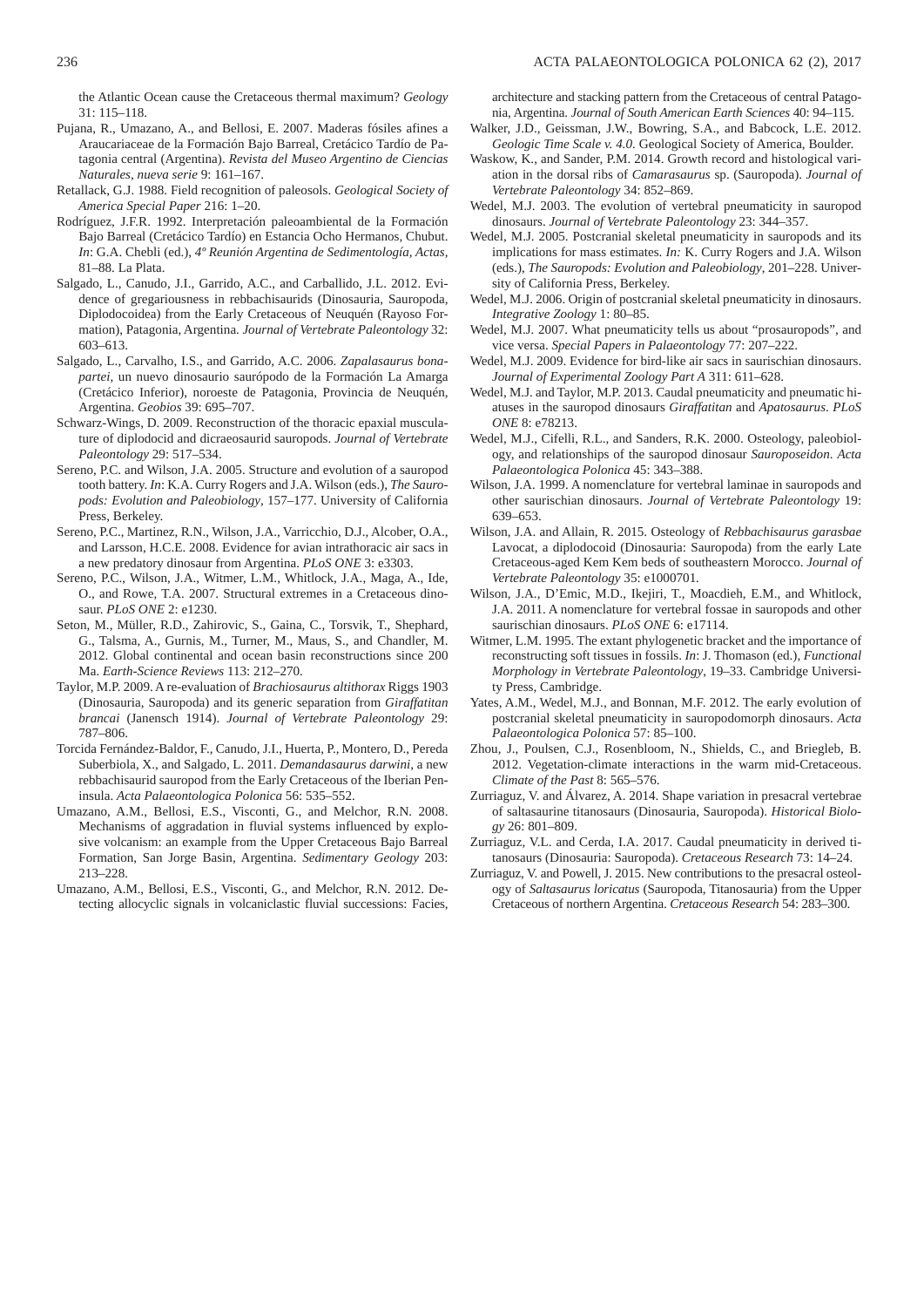the Atlantic Ocean cause the Cretaceous thermal maximum? *Geology* 31: 115–118.

Pujana, R., Umazano, A., and Bellosi, E. 2007. Maderas fósiles afines a Araucariaceae de la Formación Bajo Barreal, Cretácico Tardío de Patagonia central (Argentina). *Revista del Museo Argentino de Ciencias Naturales, nueva serie* 9: 161–167.

Retallack, G.J. 1988. Field recognition of paleosols. *Geological Society of America Special Paper* 216: 1–20.

Rodríguez, J.F.R. 1992. Interpretación paleoambiental de la Formación Bajo Barreal (Cretácico Tardío) en Estancia Ocho Hermanos, Chubut. *In*: G.A. Chebli (ed.), *4º Reunión Argentina de Sedimentología, Actas*, 81–88. La Plata.

Salgado, L., Canudo, J.I., Garrido, A.C., and Carballido, J.L. 2012. Evidence of gregariousness in rebbachisaurids (Dinosauria, Sauropoda, Diplodocoidea) from the Early Cretaceous of Neuquén (Rayoso Formation), Patagonia, Argentina. *Journal of Vertebrate Paleontology* 32: 603–613.

Salgado, L., Carvalho, I.S., and Garrido, A.C. 2006. *Zapalasaurus bonapartei*, un nuevo dinosaurio saurópodo de la Formación La Amarga (Cretácico Inferior), noroeste de Patagonia, Provincia de Neuquén, Argentina. *Geobios* 39: 695–707.

Schwarz-Wings, D. 2009. Reconstruction of the thoracic epaxial musculature of diplodocid and dicraeosaurid sauropods. *Journal of Vertebrate Paleontology* 29: 517–534.

Sereno, P.C. and Wilson, J.A. 2005. Structure and evolution of a sauropod tooth battery. *In*: K.A. Curry Rogers and J.A. Wilson (eds.), *The Sauropods: Evolution and Paleobiology*, 157–177. University of California Press, Berkeley.

Sereno, P.C., Martinez, R.N., Wilson, J.A., Varricchio, D.J., Alcober, O.A., and Larsson, H.C.E. 2008. Evidence for avian intrathoracic air sacs in a new predatory dinosaur from Argentina. *PLoS ONE* 3: e3303.

Sereno, P.C., Wilson, J.A., Witmer, L.M., Whitlock, J.A., Maga, A., Ide, O., and Rowe, T.A. 2007. Structural extremes in a Cretaceous dinosaur. *PLoS ONE* 2: e1230.

Seton, M., Müller, R.D., Zahirovic, S., Gaina, C., Torsvik, T., Shephard, G., Talsma, A., Gurnis, M., Turner, M., Maus, S., and Chandler, M. 2012. Global continental and ocean basin reconstructions since 200 Ma. *Earth-Science Reviews* 113: 212–270.

Taylor, M.P. 2009. A re-evaluation of *Brachiosaurus altithorax* Riggs 1903 (Dinosauria, Sauropoda) and its generic separation from *Giraffatitan brancai* (Janensch 1914). *Journal of Vertebrate Paleontology* 29: 787–806.

Torcida Fernández-Baldor, F., Canudo, J.I., Huerta, P., Montero, D., Pereda Suberbiola, X., and Salgado, L. 2011. *Demandasaurus darwini*, a new rebbachisaurid sauropod from the Early Cretaceous of the Iberian Peninsula. *Acta Palaeontologica Polonica* 56: 535–552.

Umazano, A.M., Bellosi, E.S., Visconti, G., and Melchor, R.N. 2008. Mechanisms of aggradation in fluvial systems influenced by explosive volcanism: an example from the Upper Cretaceous Bajo Barreal Formation, San Jorge Basin, Argentina. *Sedimentary Geology* 203: 213–228.

Umazano, A.M., Bellosi, E.S., Visconti, G., and Melchor, R.N. 2012. Detecting allocyclic signals in volcaniclastic fluvial successions: Facies, architecture and stacking pattern from the Cretaceous of central Patagonia, Argentina. *Journal of South American Earth Sciences* 40: 94–115.

Walker, J.D., Geissman, J.W., Bowring, S.A., and Babcock, L.E. 2012. *Geologic Time Scale v. 4.0*. Geological Society of America, Boulder.

Waskow, K., and Sander, P.M. 2014. Growth record and histological variation in the dorsal ribs of *Camarasaurus* sp. (Sauropoda). *Journal of Vertebrate Paleontology* 34: 852–869.

Wedel, M.J. 2003. The evolution of vertebral pneumaticity in sauropod dinosaurs. *Journal of Vertebrate Paleontology* 23: 344–357.

Wedel, M.J. 2005. Postcranial skeletal pneumaticity in sauropods and its implications for mass estimates. *In:* K. Curry Rogers and J.A. Wilson (eds.), *The Sauropods: Evolution and Paleobiology*, 201–228. University of California Press, Berkeley.

Wedel, M.J. 2006. Origin of postcranial skeletal pneumaticity in dinosaurs. *Integrative Zoology* 1: 80–85.

Wedel, M.J. 2007. What pneumaticity tells us about "prosauropods", and vice versa. *Special Papers in Palaeontology* 77: 207–222.

Wedel, M.J. 2009. Evidence for bird-like air sacs in saurischian dinosaurs. *Journal of Experimental Zoology Part A* 311: 611–628.

Wedel, M.J. and Taylor, M.P. 2013. Caudal pneumaticity and pneumatic hiatuses in the sauropod dinosaurs *Giraffatitan* and *Apatosaurus*. *PLoS ONE* 8: e78213.

Wedel, M.J., Cifelli, R.L., and Sanders, R.K. 2000. Osteology, paleobiology, and relationships of the sauropod dinosaur *Sauroposeidon*. *Acta Palaeontologica Polonica* 45: 343–388.

Wilson, J.A. 1999. A nomenclature for vertebral laminae in sauropods and other saurischian dinosaurs. *Journal of Vertebrate Paleontology* 19: 639–653.

Wilson, J.A. and Allain, R. 2015. Osteology of *Rebbachisaurus garasbae* Lavocat, a diplodocoid (Dinosauria: Sauropoda) from the early Late Cretaceous-aged Kem Kem beds of southeastern Morocco. *Journal of Vertebrate Paleontology* 35: e1000701.

Wilson, J.A., D'Emic, M.D., Ikejiri, T., Moacdieh, E.M., and Whitlock, J.A. 2011. A nomenclature for vertebral fossae in sauropods and other saurischian dinosaurs. *PLoS ONE* 6: e17114.

Witmer, L.M. 1995. The extant phylogenetic bracket and the importance of reconstructing soft tissues in fossils. *In*: J. Thomason (ed.), *Functional Morphology in Vertebrate Paleontology*, 19–33. Cambridge University Press, Cambridge.

Yates, A.M., Wedel, M.J., and Bonnan, M.F. 2012. The early evolution of postcranial skeletal pneumaticity in sauropodomorph dinosaurs. *Acta Palaeontologica Polonica* 57: 85–100.

Zhou, J., Poulsen, C.J., Rosenbloom, N., Shields, C., and Briegleb, B. 2012. Vegetation-climate interactions in the warm mid-Cretaceous. *Climate of the Past* 8: 565–576.

Zurriaguz, V. and Álvarez, A. 2014. Shape variation in presacral vertebrae of saltasaurine titanosaurs (Dinosauria, Sauropoda). *Historical Biology* 26: 801–809.

Zurriaguz, V.L. and Cerda, I.A. 2017. Caudal pneumaticity in derived titanosaurs (Dinosauria: Sauropoda). *Cretaceous Research* 73: 14–24.

Zurriaguz, V. and Powell, J. 2015. New contributions to the presacral osteology of *Saltasaurus loricatus* (Sauropoda, Titanosauria) from the Upper Cretaceous of northern Argentina. *Cretaceous Research* 54: 283–300.